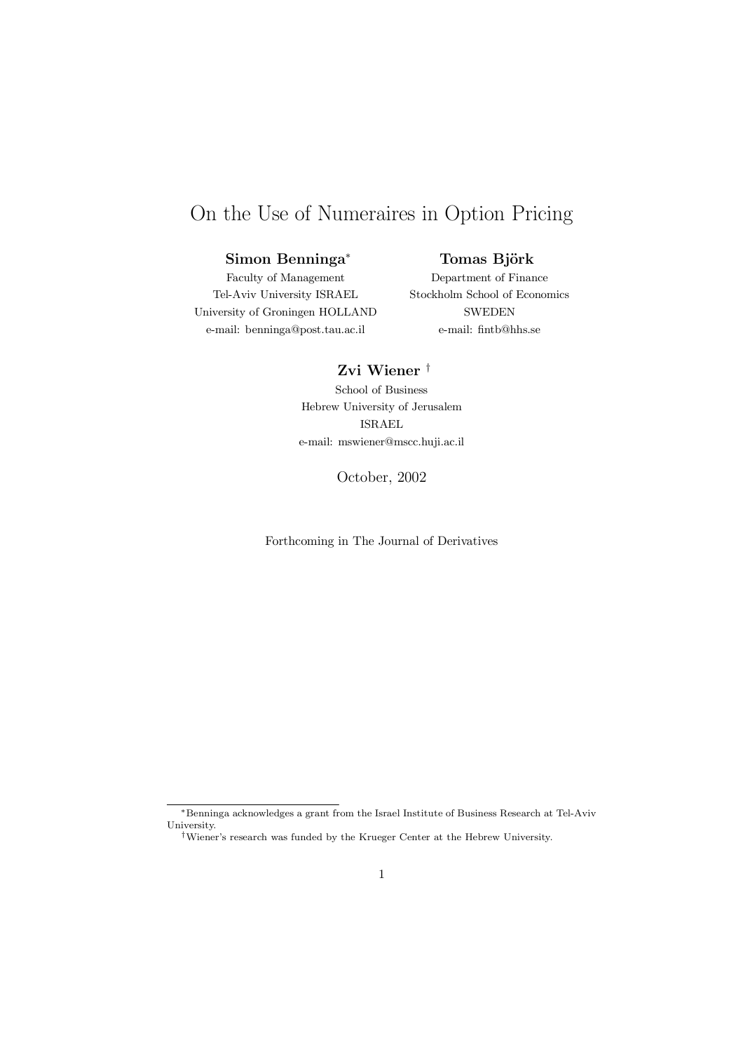# On the Use of Numeraires in Option Pricing

**Simon Benninga***
Faculty of Management
Tel-Aviv University ISRAEL
University of Groningen HOLLAND
e-mail: benninga@post.tau.ac.il

**Tomas Björk**
Department of Finance
Stockholm School of Economics
SWEDEN
e-mail: fintb@hhs.se

**Zvi Wiener** †
School of Business
Hebrew University of Jerusalem
ISRAEL
e-mail: mswiener@mscc.huji.ac.il

October, 2002

Forthcoming in The Journal of Derivatives

---

*Benninga acknowledges a grant from the Israel Institute of Business Research at Tel-Aviv University.

†Wiener's research was funded by the Krueger Center at the Hebrew University.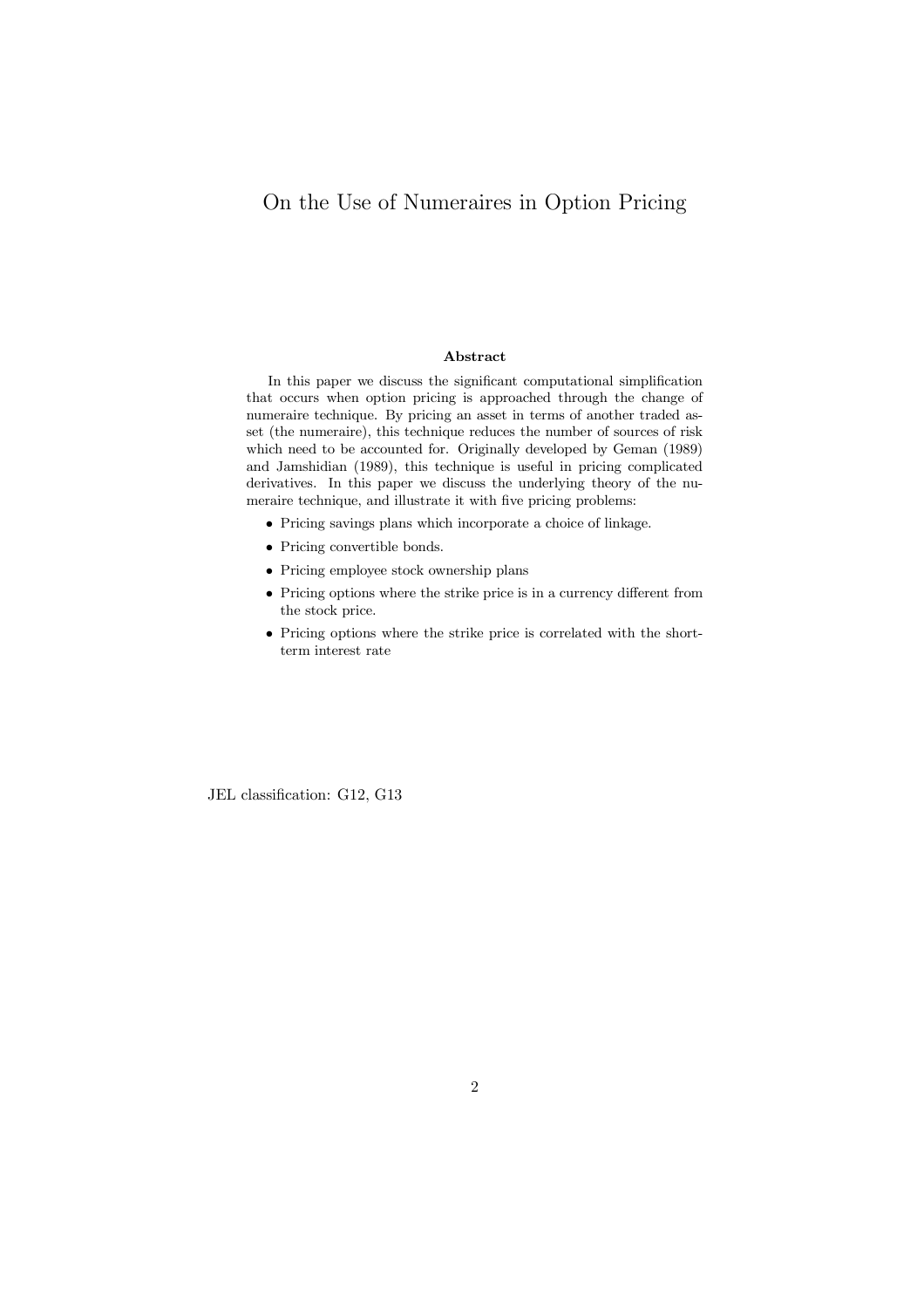# On the Use of Numeraires in Option Pricing

**Abstract**

In this paper we discuss the significant computational simplification that occurs when option pricing is approached through the change of numeraire technique. By pricing an asset in terms of another traded asset (the numeraire), this technique reduces the number of sources of risk which need to be accounted for. Originally developed by Geman (1989) and Jamshidian (1989), this technique is useful in pricing complicated derivatives. In this paper we discuss the underlying theory of the numeraire technique, and illustrate it with five pricing problems:

- Pricing savings plans which incorporate a choice of linkage.
- Pricing convertible bonds.
- Pricing employee stock ownership plans
- Pricing options where the strike price is in a currency different from the stock price.
- Pricing options where the strike price is correlated with the short-term interest rate

JEL classification: G12, G13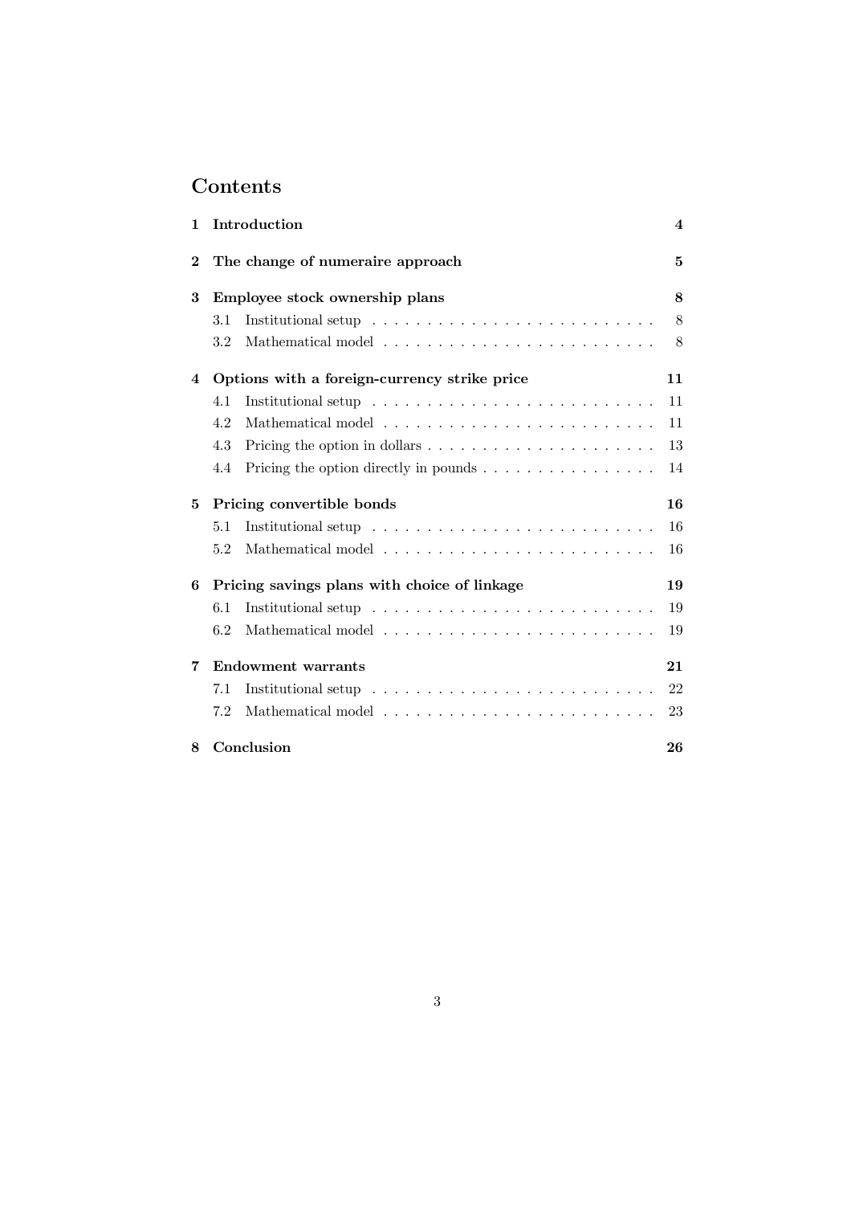# Contents

1 **Introduction** 4

2 **The change of numeraire approach** 5

3 **Employee stock ownership plans** 8

- 3.1 Institutional setup 8
- 3.2 Mathematical model 8

4 **Options with a foreign-currency strike price** 11

- 4.1 Institutional setup 11
- 4.2 Mathematical model 11
- 4.3 Pricing the option in dollars 13
- 4.4 Pricing the option directly in pounds 14

5 **Pricing convertible bonds** 16

- 5.1 Institutional setup 16
- 5.2 Mathematical model 16

6 **Pricing savings plans with choice of linkage** 19

- 6.1 Institutional setup 19
- 6.2 Mathematical model 19

7 **Endowment warrants** 21

- 7.1 Institutional setup 22
- 7.2 Mathematical model 23

8 **Conclusion** 26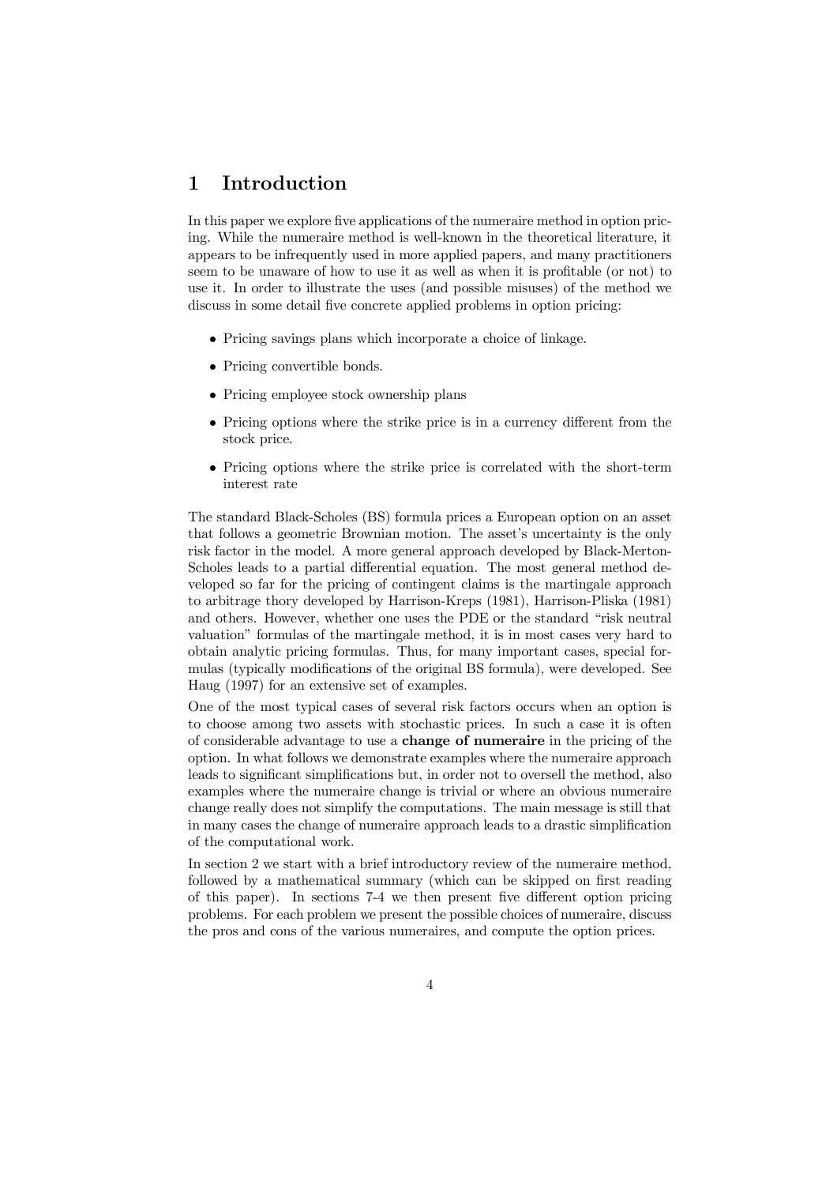# 1 Introduction

In this paper we explore five applications of the numeraire method in option pricing. While the numeraire method is well-known in the theoretical literature, it appears to be infrequently used in more applied papers, and many practitioners seem to be unaware of how to use it as well as when it is profitable (or not) to use it. In order to illustrate the uses (and possible misuses) of the method we discuss in some detail five concrete applied problems in option pricing:

- Pricing savings plans which incorporate a choice of linkage.
- Pricing convertible bonds.
- Pricing employee stock ownership plans
- Pricing options where the strike price is in a currency different from the stock price.
- Pricing options where the strike price is correlated with the short-term interest rate

The standard Black-Scholes (BS) formula prices a European option on an asset that follows a geometric Brownian motion. The asset's uncertainty is the only risk factor in the model. A more general approach developed by Black-Merton-Scholes leads to a partial differential equation. The most general method developed so far for the pricing of contingent claims is the martingale approach to arbitrage thory developed by Harrison-Kreps (1981), Harrison-Pliska (1981) and others. However, whether one uses the PDE or the standard "risk neutral valuation" formulas of the martingale method, it is in most cases very hard to obtain analytic pricing formulas. Thus, for many important cases, special formulas (typically modifications of the original BS formula), were developed. See Haug (1997) for an extensive set of examples.

One of the most typical cases of several risk factors occurs when an option is to choose among two assets with stochastic prices. In such a case it is often of considerable advantage to use a **change of numeraire** in the pricing of the option. In what follows we demonstrate examples where the numeraire approach leads to significant simplifications but, in order not to oversell the method, also examples where the numeraire change is trivial or where an obvious numeraire change really does not simplify the computations. The main message is still that in many cases the change of numeraire approach leads to a drastic simplification of the computational work.

In section 2 we start with a brief introductory review of the numeraire method, followed by a mathematical summary (which can be skipped on first reading of this paper). In sections 7-4 we then present five different option pricing problems. For each problem we present the possible choices of numeraire, discuss the pros and cons of the various numeraires, and compute the option prices.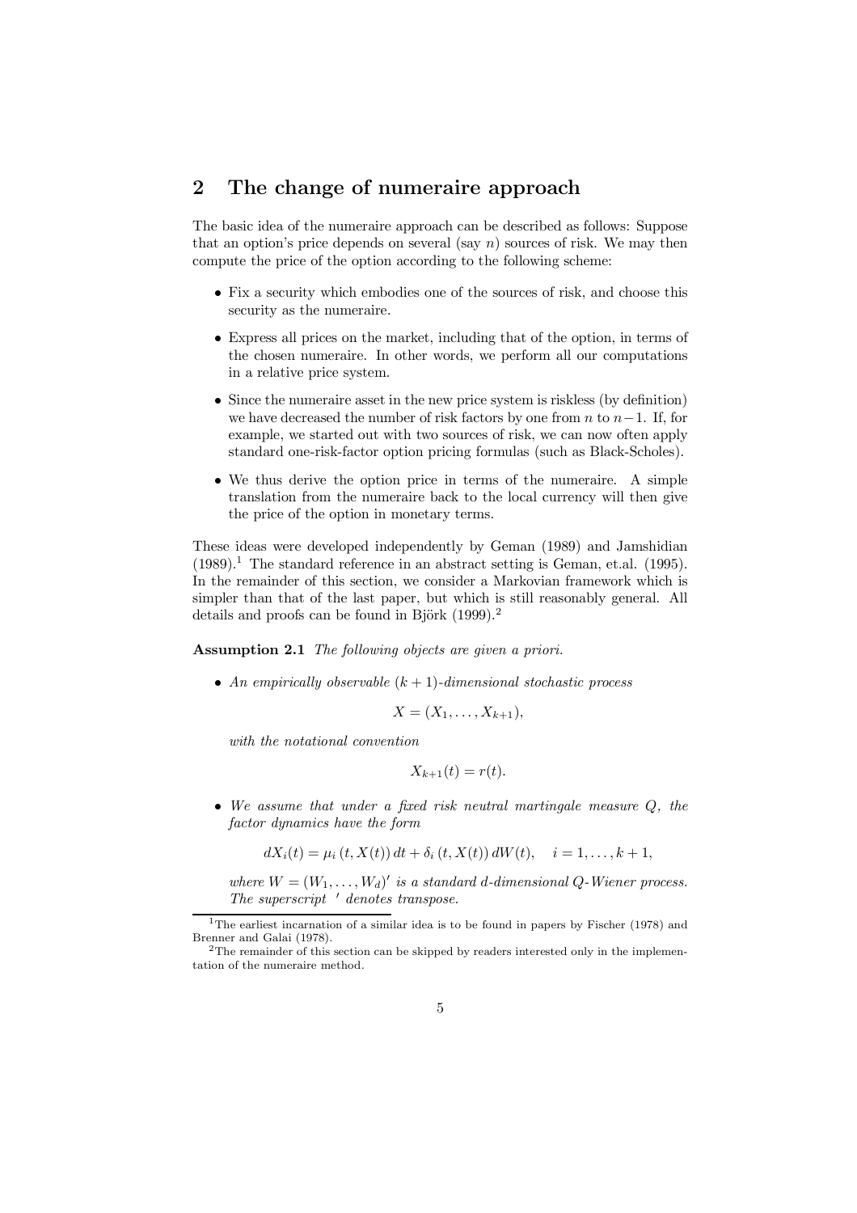## 2 The change of numeraire approach

The basic idea of the numeraire approach can be described as follows: Suppose that an option's price depends on several (say $n$) sources of risk. We may then compute the price of the option according to the following scheme:

- Fix a security which embodies one of the sources of risk, and choose this security as the numeraire.
- Express all prices on the market, including that of the option, in terms of the chosen numeraire. In other words, we perform all our computations in a relative price system.
- Since the numeraire asset in the new price system is riskless (by definition) we have decreased the number of risk factors by one from $n$ to $n-1$. If, for example, we started out with two sources of risk, we can now often apply standard one-risk-factor option pricing formulas (such as Black-Scholes).
- We thus derive the option price in terms of the numeraire. A simple translation from the numeraire back to the local currency will then give the price of the option in monetary terms.

These ideas were developed independently by Geman (1989) and Jamshidian (1989).[1] The standard reference in an abstract setting is Geman, et.al. (1995). In the remainder of this section, we consider a Markovian framework which is simpler than that of the last paper, but which is still reasonably general. All details and proofs can be found in Björk (1999).[2]

**Assumption 2.1** *The following objects are given a priori.*

- *An empirically observable $(k+1)$-dimensional stochastic process*

$$X = (X_1, \ldots, X_{k+1}),$$

*with the notational convention*

$$X_{k+1}(t) = r(t).$$

- *We assume that under a fixed risk neutral martingale measure $Q$, the factor dynamics have the form*

$$dX_i(t) = \mu_i\left(t, X(t)\right) dt + \delta_i\left(t, X(t)\right) dW(t), \quad i = 1, \ldots, k+1,$$

*where $W = (W_1, \ldots, W_d)'$ is a standard $d$-dimensional $Q$-Wiener process. The superscript $'$ denotes transpose.*

---

[1] The earliest incarnation of a similar idea is to be found in papers by Fischer (1978) and Brenner and Galai (1978).

[2] The remainder of this section can be skipped by readers interested only in the implementation of the numeraire method.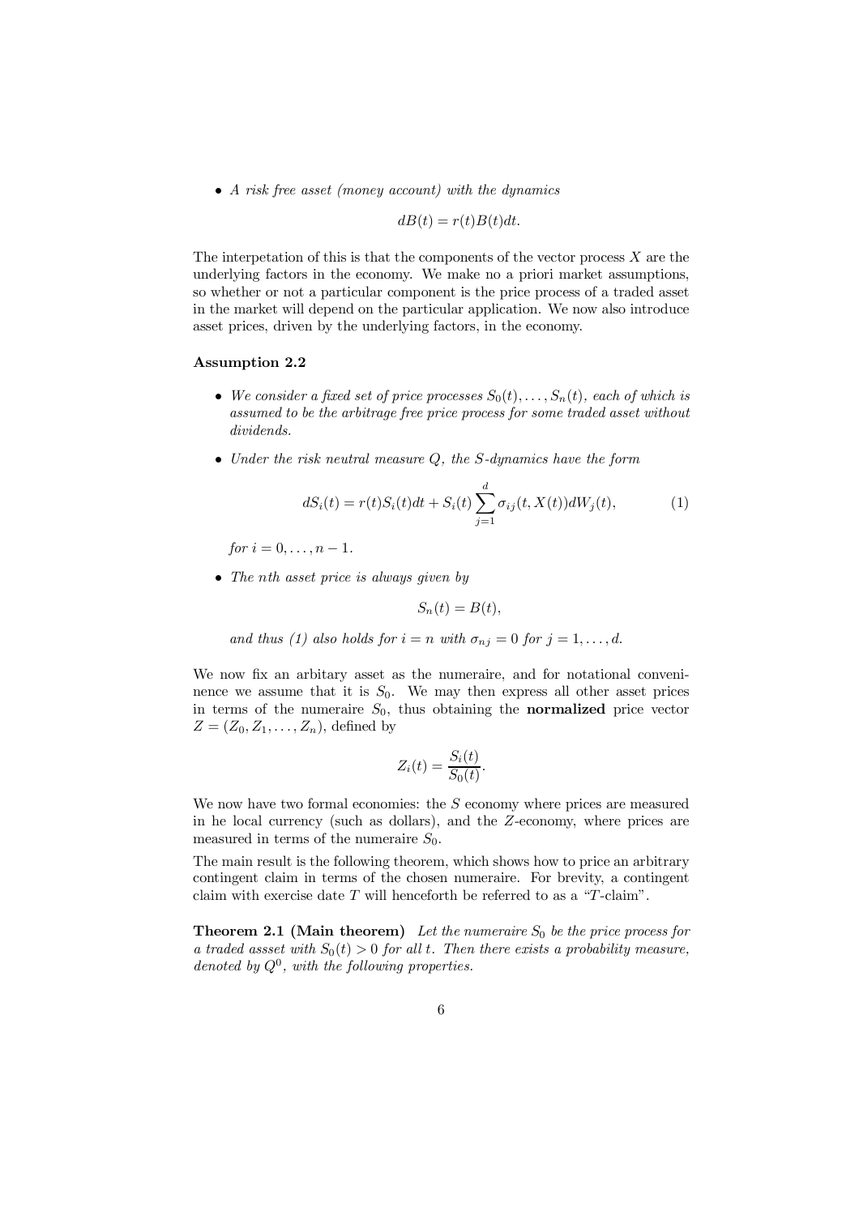- *A risk free asset (money account) with the dynamics*

$$dB(t) = r(t)B(t)dt.$$

The interpretation of this is that the components of the vector process $X$ are the underlying factors in the economy. We make no a priori market assumptions, so whether or not a particular component is the price process of a traded asset in the market will depend on the particular application. We now also introduce asset prices, driven by the underlying factors, in the economy.

**Assumption 2.2**

- *We consider a fixed set of price processes $S_0(t), \ldots, S_n(t)$, each of which is assumed to be the arbitrage free price process for some traded asset without dividends.*
- *Under the risk neutral measure $Q$, the $S$-dynamics have the form*

$$dS_i(t) = r(t)S_i(t)dt + S_i(t)\sum_{j=1}^{d}\sigma_{ij}(t, X(t))dW_j(t), \tag{1}$$

*for $i = 0, \ldots, n-1$.*

- *The $n$th asset price is always given by*

$$S_n(t) = B(t),$$

*and thus (1) also holds for $i = n$ with $\sigma_{nj} = 0$ for $j = 1, \ldots, d$.*

We now fix an arbitary asset as the numeraire, and for notational convenience we assume that it is $S_0$. We may then express all other asset prices in terms of the numeraire $S_0$, thus obtaining the **normalized** price vector $Z = (Z_0, Z_1, \ldots, Z_n)$, defined by

$$Z_i(t) = \frac{S_i(t)}{S_0(t)}.$$

We now have two formal economies: the $S$ economy where prices are measured in he local currency (such as dollars), and the $Z$-economy, where prices are measured in terms of the numeraire $S_0$.

The main result is the following theorem, which shows how to price an arbitrary contingent claim in terms of the chosen numeraire. For brevity, a contingent claim with exercise date $T$ will henceforth be referred to as a "$T$-claim".

**Theorem 2.1 (Main theorem)** *Let the numeraire $S_0$ be the price process for a traded assset with $S_0(t) > 0$ for all $t$. Then there exists a probability measure, denoted by $Q^0$, with the following properties.*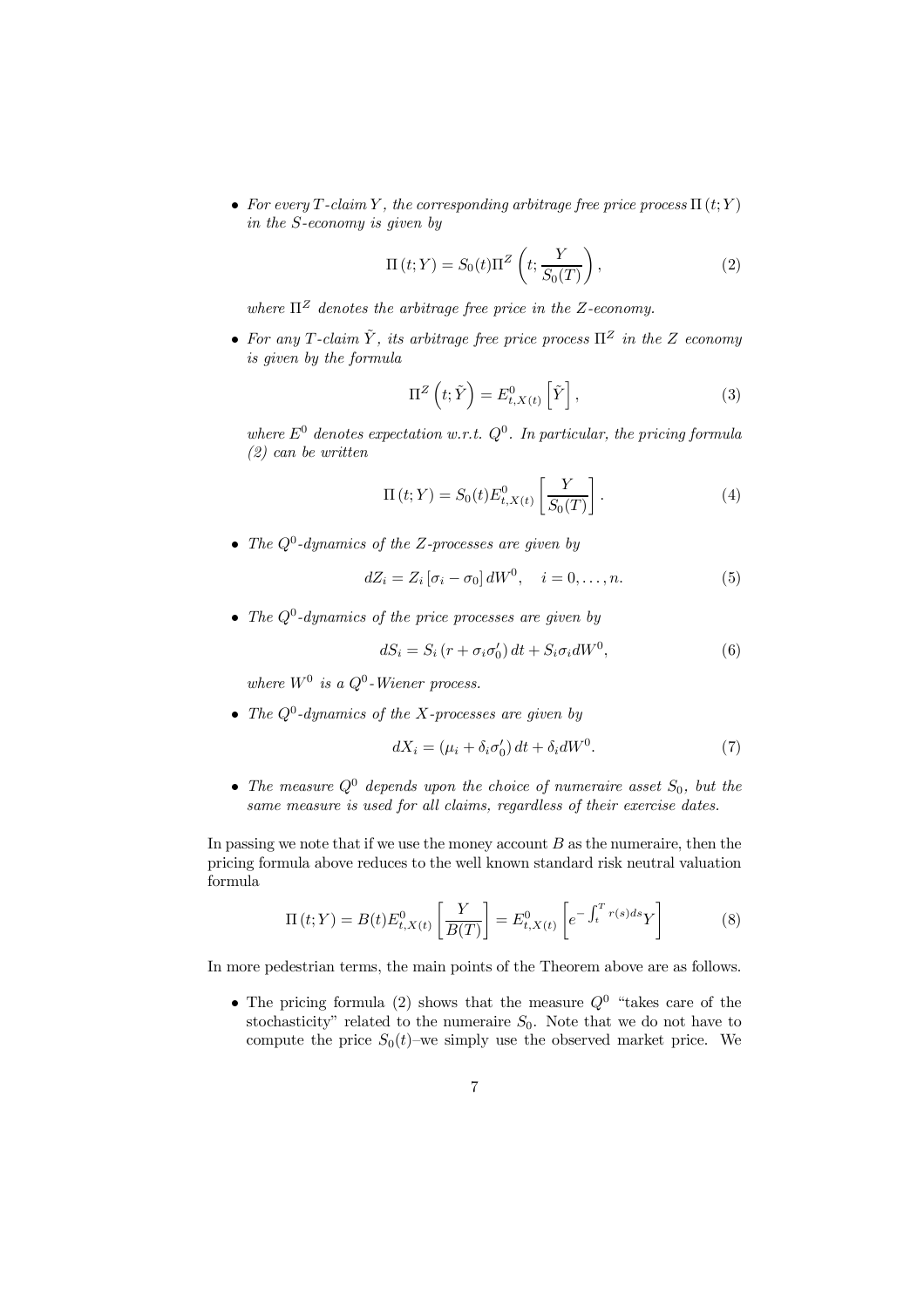- *For every $T$-claim $Y$, the corresponding arbitrage free price process $\Pi(t;Y)$ in the $S$-economy is given by*

$$\Pi(t;Y) = S_0(t)\Pi^Z\left(t; \frac{Y}{S_0(T)}\right), \tag{2}$$

*where $\Pi^Z$ denotes the arbitrage free price in the $Z$-economy.*

- *For any $T$-claim $\tilde{Y}$, its arbitrage free price process $\Pi^Z$ in the $Z$ economy is given by the formula*

$$\Pi^Z\left(t; \tilde{Y}\right) = E^0_{t,X(t)}\left[\tilde{Y}\right], \tag{3}$$

*where $E^0$ denotes expectation w.r.t. $Q^0$. In particular, the pricing formula (2) can be written*

$$\Pi(t;Y) = S_0(t)E^0_{t,X(t)}\left[\frac{Y}{S_0(T)}\right]. \tag{4}$$

- *The $Q^0$-dynamics of the $Z$-processes are given by*

$$dZ_i = Z_i\left[\sigma_i - \sigma_0\right]dW^0, \quad i = 0, \ldots, n. \tag{5}$$

- *The $Q^0$-dynamics of the price processes are given by*

$$dS_i = S_i\left(r + \sigma_i\sigma_0'\right)dt + S_i\sigma_i dW^0, \tag{6}$$

*where $W^0$ is a $Q^0$-Wiener process.*

- *The $Q^0$-dynamics of the $X$-processes are given by*

$$dX_i = \left(\mu_i + \delta_i\sigma_0'\right)dt + \delta_i dW^0. \tag{7}$$

- *The measure $Q^0$ depends upon the choice of numeraire asset $S_0$, but the same measure is used for all claims, regardless of their exercise dates.*

In passing we note that if we use the money account $B$ as the numeraire, then the pricing formula above reduces to the well known standard risk neutral valuation formula

$$\Pi(t;Y) = B(t)E^0_{t,X(t)}\left[\frac{Y}{B(T)}\right] = E^0_{t,X(t)}\left[e^{-\int_t^T r(s)ds}Y\right] \tag{8}$$

In more pedestrian terms, the main points of the Theorem above are as follows.

- The pricing formula (2) shows that the measure $Q^0$ "takes care of the stochasticity" related to the numeraire $S_0$. Note that we do not have to compute the price $S_0(t)$–we simply use the observed market price. We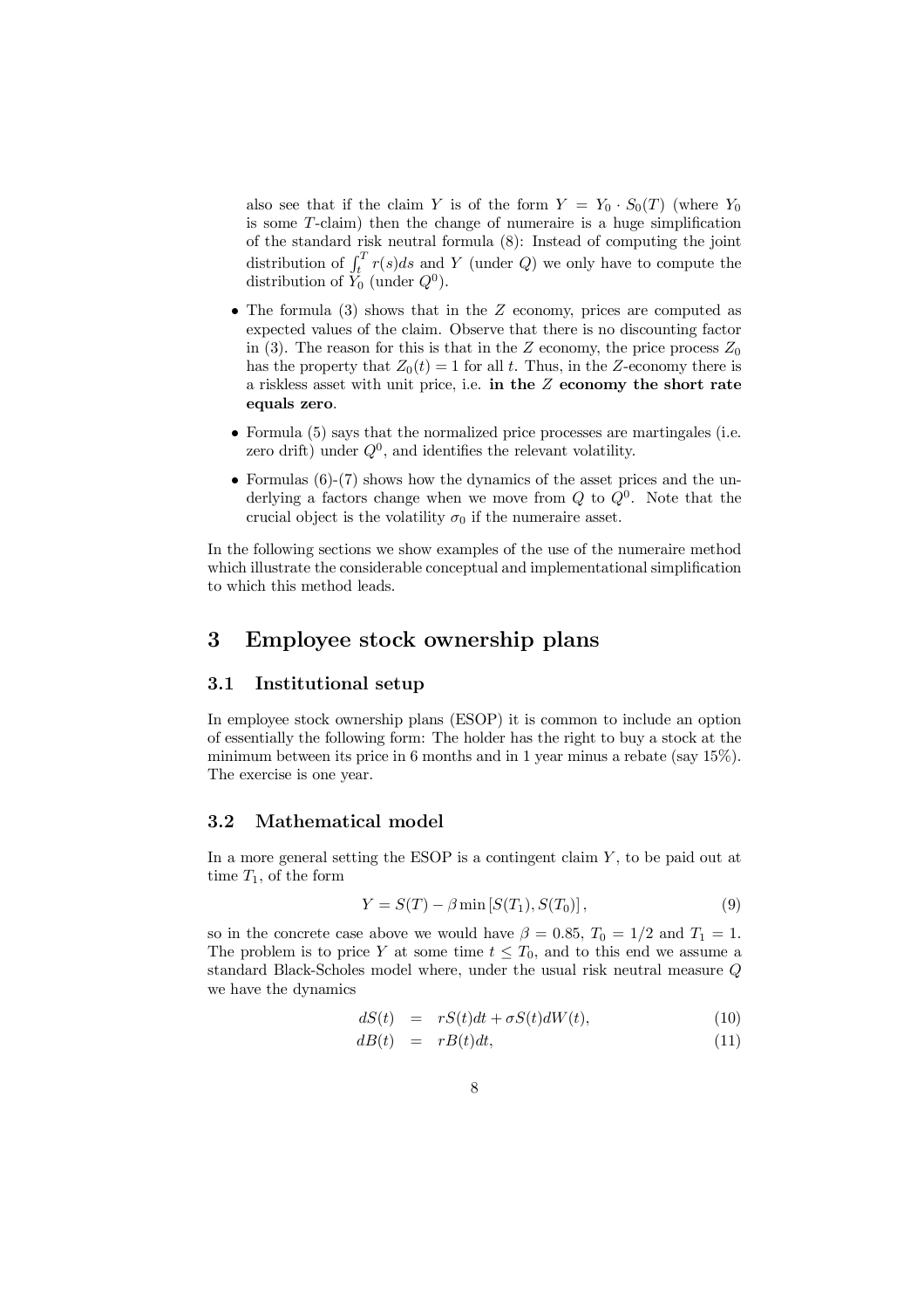also see that if the claim $Y$ is of the form $Y = Y_0 \cdot S_0(T)$ (where $Y_0$ is some $T$-claim) then the change of numeraire is a huge simplification of the standard risk neutral formula (8): Instead of computing the joint distribution of $\int_t^T r(s)ds$ and $Y$ (under $Q$) we only have to compute the distribution of $Y_0$ (under $Q^0$).

- The formula (3) shows that in the $Z$ economy, prices are computed as expected values of the claim. Observe that there is no discounting factor in (3). The reason for this is that in the $Z$ economy, the price process $Z_0$ has the property that $Z_0(t) = 1$ for all $t$. Thus, in the $Z$-economy there is a riskless asset with unit price, i.e. **in the $Z$ economy the short rate equals zero**.
- Formula (5) says that the normalized price processes are martingales (i.e. zero drift) under $Q^0$, and identifies the relevant volatility.
- Formulas (6)-(7) shows how the dynamics of the asset prices and the underlying a factors change when we move from $Q$ to $Q^0$. Note that the crucial object is the volatility $\sigma_0$ if the numeraire asset.

In the following sections we show examples of the use of the numeraire method which illustrate the considerable conceptual and implementational simplification to which this method leads.

# 3 Employee stock ownership plans

## 3.1 Institutional setup

In employee stock ownership plans (ESOP) it is common to include an option of essentially the following form: The holder has the right to buy a stock at the minimum between its price in 6 months and in 1 year minus a rebate (say 15%). The exercise is one year.

## 3.2 Mathematical model

In a more general setting the ESOP is a contingent claim $Y$, to be paid out at time $T_1$, of the form

$$Y = S(T) - \beta \min\left[S(T_1), S(T_0)\right], \tag{9}$$

so in the concrete case above we would have $\beta = 0.85$, $T_0 = 1/2$ and $T_1 = 1$. The problem is to price $Y$ at some time $t \leq T_0$, and to this end we assume a standard Black-Scholes model where, under the usual risk neutral measure $Q$ we have the dynamics

$$dS(t) = rS(t)dt + \sigma S(t)dW(t), \tag{10}$$

$$dB(t) = rB(t)dt, \tag{11}$$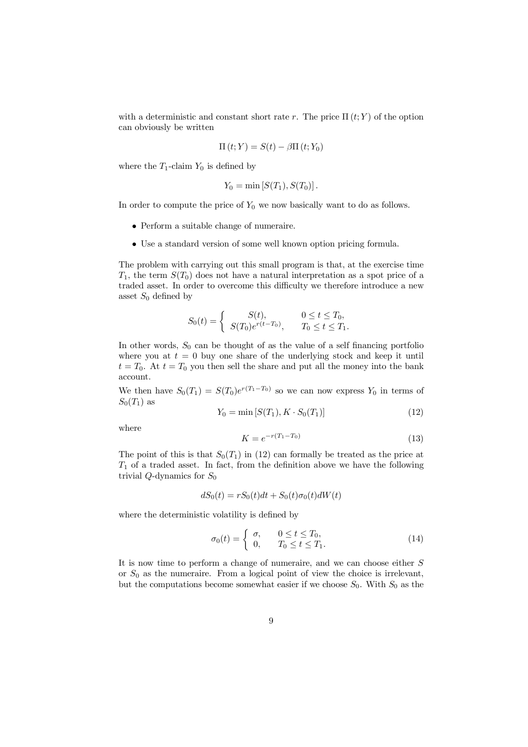with a deterministic and constant short rate $r$. The price $\Pi(t; Y)$ of the option can obviously be written

$$\Pi(t; Y) = S(t) - \beta \Pi(t; Y_0)$$

where the $T_1$-claim $Y_0$ is defined by

$$Y_0 = \min [S(T_1), S(T_0)].$$

In order to compute the price of $Y_0$ we now basically want to do as follows.

- Perform a suitable change of numeraire.
- Use a standard version of some well known option pricing formula.

The problem with carrying out this small program is that, at the exercise time $T_1$, the term $S(T_0)$ does not have a natural interpretation as a spot price of a traded asset. In order to overcome this difficulty we therefore introduce a new asset $S_0$ defined by

$$S_0(t) = \begin{cases} S(t), & 0 \le t \le T_0, \\ S(T_0)e^{r(t-T_0)}, & T_0 \le t \le T_1. \end{cases}$$

In other words, $S_0$ can be thought of as the value of a self financing portfolio where you at $t = 0$ buy one share of the underlying stock and keep it until $t = T_0$. At $t = T_0$ you then sell the share and put all the money into the bank account.

We then have $S_0(T_1) = S(T_0)e^{r(T_1-T_0)}$ so we can now express $Y_0$ in terms of $S_0(T_1)$ as

$$Y_0 = \min [S(T_1), K \cdot S_0(T_1)] \tag{12}$$

where

$$K = e^{-r(T_1-T_0)} \tag{13}$$

The point of this is that $S_0(T_1)$ in (12) can formally be treated as the price at $T_1$ of a traded asset. In fact, from the definition above we have the following trivial $Q$-dynamics for $S_0$

$$dS_0(t) = rS_0(t)dt + S_0(t)\sigma_0(t)dW(t)$$

where the deterministic volatility is defined by

$$\sigma_0(t) = \begin{cases} \sigma, & 0 \le t \le T_0, \\ 0, & T_0 \le t \le T_1. \end{cases} \tag{14}$$

It is now time to perform a change of numeraire, and we can choose either $S$ or $S_0$ as the numeraire. From a logical point of view the choice is irrelevant, but the computations become somewhat easier if we choose $S_0$. With $S_0$ as the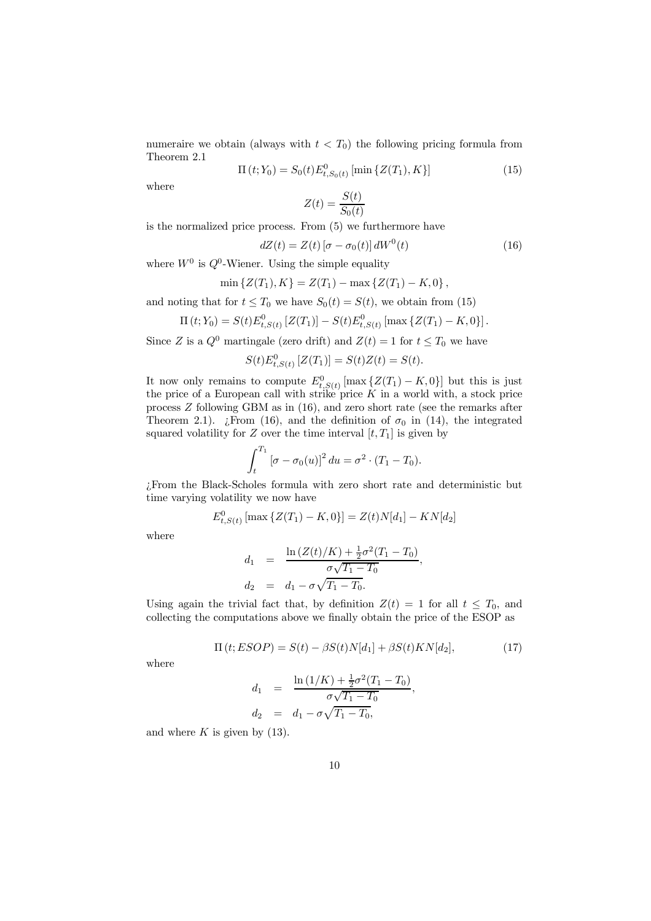numeraire we obtain (always with $t < T_0$) the following pricing formula from Theorem 2.1

$$\Pi(t; Y_0) = S_0(t) E^0_{t,S_0(t)} [\min \{Z(T_1), K\}] \tag{15}$$

where

$$Z(t) = \frac{S(t)}{S_0(t)}$$

is the normalized price process. From (5) we furthermore have

$$dZ(t) = Z(t) [\sigma - \sigma_0(t)] dW^0(t) \tag{16}$$

where $W^0$ is $Q^0$-Wiener. Using the simple equality

$$\min \{Z(T_1), K\} = Z(T_1) - \max \{Z(T_1) - K, 0\},$$

and noting that for $t \leq T_0$ we have $S_0(t) = S(t)$, we obtain from (15)

$$\Pi(t; Y_0) = S(t) E^0_{t,S(t)} [Z(T_1)] - S(t) E^0_{t,S(t)} [\max \{Z(T_1) - K, 0\}].$$

Since $Z$ is a $Q^0$ martingale (zero drift) and $Z(t) = 1$ for $t \leq T_0$ we have

$$S(t) E^0_{t,S(t)} [Z(T_1)] = S(t) Z(t) = S(t).$$

It now only remains to compute $E^0_{t,S(t)} [\max \{Z(T_1) - K, 0\}]$ but this is just the price of a European call with strike price $K$ in a world with, a stock price process $Z$ following GBM as in (16), and zero short rate (see the remarks after Theorem 2.1). ¿From (16), and the definition of $\sigma_0$ in (14), the integrated squared volatility for $Z$ over the time interval $[t, T_1]$ is given by

$$\int_t^{T_1} [\sigma - \sigma_0(u)]^2 du = \sigma^2 \cdot (T_1 - T_0).$$

¿From the Black-Scholes formula with zero short rate and deterministic but time varying volatility we now have

$$E^0_{t,S(t)} [\max \{Z(T_1) - K, 0\}] = Z(t) N[d_1] - K N[d_2]$$

where

$$\begin{aligned} d_1 &= \frac{\ln(Z(t)/K) + \frac{1}{2}\sigma^2(T_1 - T_0)}{\sigma\sqrt{T_1 - T_0}}, \\ d_2 &= d_1 - \sigma\sqrt{T_1 - T_0}. \end{aligned}$$

Using again the trivial fact that, by definition $Z(t) = 1$ for all $t \leq T_0$, and collecting the computations above we finally obtain the price of the ESOP as

$$\Pi(t; ESOP) = S(t) - \beta S(t) N[d_1] + \beta S(t) K N[d_2], \tag{17}$$

where

$$\begin{aligned} d_1 &= \frac{\ln(1/K) + \frac{1}{2}\sigma^2(T_1 - T_0)}{\sigma\sqrt{T_1 - T_0}}, \\ d_2 &= d_1 - \sigma\sqrt{T_1 - T_0}, \end{aligned}$$

and where $K$ is given by (13).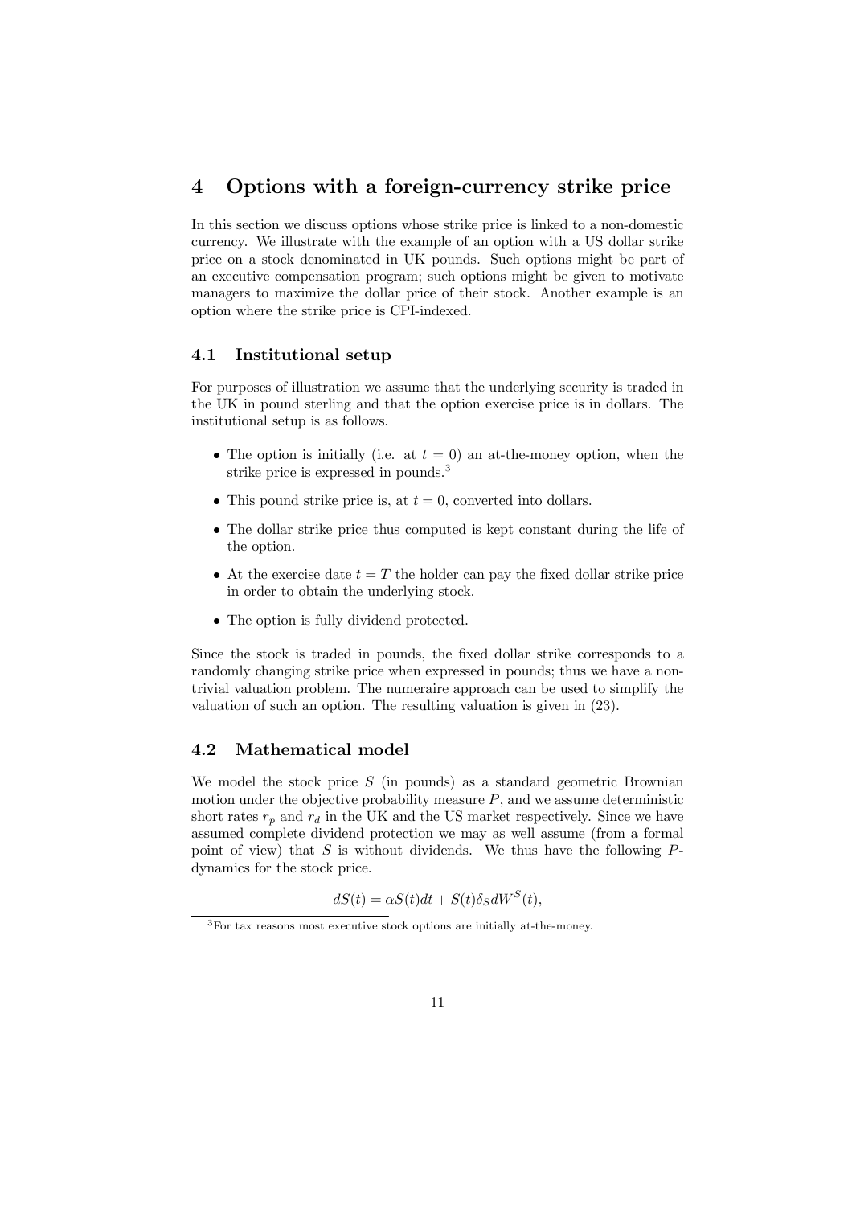# 4 Options with a foreign-currency strike price

In this section we discuss options whose strike price is linked to a non-domestic currency. We illustrate with the example of an option with a US dollar strike price on a stock denominated in UK pounds. Such options might be part of an executive compensation program; such options might be given to motivate managers to maximize the dollar price of their stock. Another example is an option where the strike price is CPI-indexed.

## 4.1 Institutional setup

For purposes of illustration we assume that the underlying security is traded in the UK in pound sterling and that the option exercise price is in dollars. The institutional setup is as follows.

- The option is initially (i.e. at $t = 0$) an at-the-money option, when the strike price is expressed in pounds.[3]
- This pound strike price is, at $t = 0$, converted into dollars.
- The dollar strike price thus computed is kept constant during the life of the option.
- At the exercise date $t = T$ the holder can pay the fixed dollar strike price in order to obtain the underlying stock.
- The option is fully dividend protected.

Since the stock is traded in pounds, the fixed dollar strike corresponds to a randomly changing strike price when expressed in pounds; thus we have a non-trivial valuation problem. The numeraire approach can be used to simplify the valuation of such an option. The resulting valuation is given in (23).

## 4.2 Mathematical model

We model the stock price $S$ (in pounds) as a standard geometric Brownian motion under the objective probability measure $P$, and we assume deterministic short rates $r_p$ and $r_d$ in the UK and the US market respectively. Since we have assumed complete dividend protection we may as well assume (from a formal point of view) that $S$ is without dividends. We thus have the following $P$-dynamics for the stock price.

$$dS(t) = \alpha S(t)dt + S(t)\delta_S dW^S(t),$$

[3] For tax reasons most executive stock options are initially at-the-money.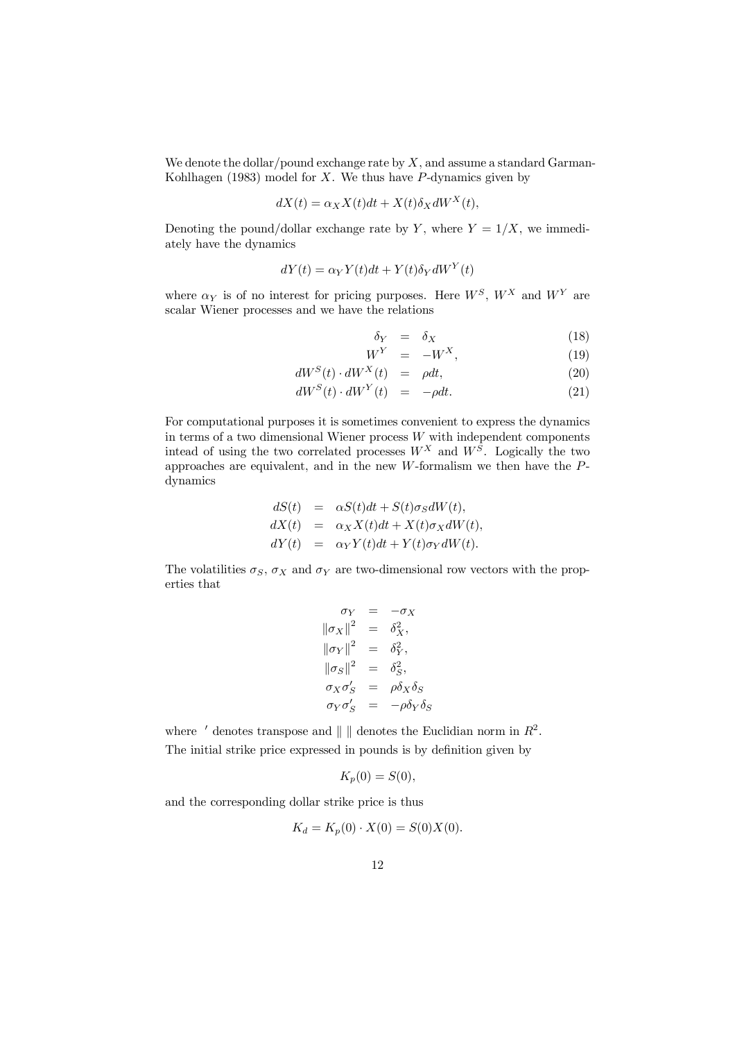We denote the dollar/pound exchange rate by $X$, and assume a standard Garman-Kohlhagen (1983) model for $X$. We thus have $P$-dynamics given by

$$dX(t) = \alpha_X X(t)dt + X(t)\delta_X dW^X(t),$$

Denoting the pound/dollar exchange rate by $Y$, where $Y = 1/X$, we immediately have the dynamics

$$dY(t) = \alpha_Y Y(t)dt + Y(t)\delta_Y dW^Y(t)$$

where $\alpha_Y$ is of no interest for pricing purposes. Here $W^S$, $W^X$ and $W^Y$ are scalar Wiener processes and we have the relations

$$\delta_Y = \delta_X \tag{18}$$

$$W^Y = -W^X, \tag{19}$$

$$dW^S(t) \cdot dW^X(t) = \rho dt, \tag{20}$$

$$dW^S(t) \cdot dW^Y(t) = -\rho dt. \tag{21}$$

For computational purposes it is sometimes convenient to express the dynamics in terms of a two dimensional Wiener process $W$ with independent components intead of using the two correlated processes $W^X$ and $W^S$. Logically the two approaches are equivalent, and in the new $W$-formalism we then have the $P$-dynamics

$$\begin{aligned}
dS(t) &= \alpha S(t)dt + S(t)\sigma_S dW(t), \\
dX(t) &= \alpha_X X(t)dt + X(t)\sigma_X dW(t), \\
dY(t) &= \alpha_Y Y(t)dt + Y(t)\sigma_Y dW(t).
\end{aligned}$$

The volatilities $\sigma_S$, $\sigma_X$ and $\sigma_Y$ are two-dimensional row vectors with the properties that

$$\begin{aligned}
\sigma_Y &= -\sigma_X \\
\|\sigma_X\|^2 &= \delta_X^2, \\
\|\sigma_Y\|^2 &= \delta_Y^2, \\
\|\sigma_S\|^2 &= \delta_S^2, \\
\sigma_X \sigma_S' &= \rho \delta_X \delta_S \\
\sigma_Y \sigma_S' &= -\rho \delta_Y \delta_S
\end{aligned}$$

where $'$ denotes transpose and $\| \ \|$ denotes the Euclidian norm in $R^2$.

The initial strike price expressed in pounds is by definition given by

$$K_p(0) = S(0),$$

and the corresponding dollar strike price is thus

$$K_d = K_p(0) \cdot X(0) = S(0)X(0).$$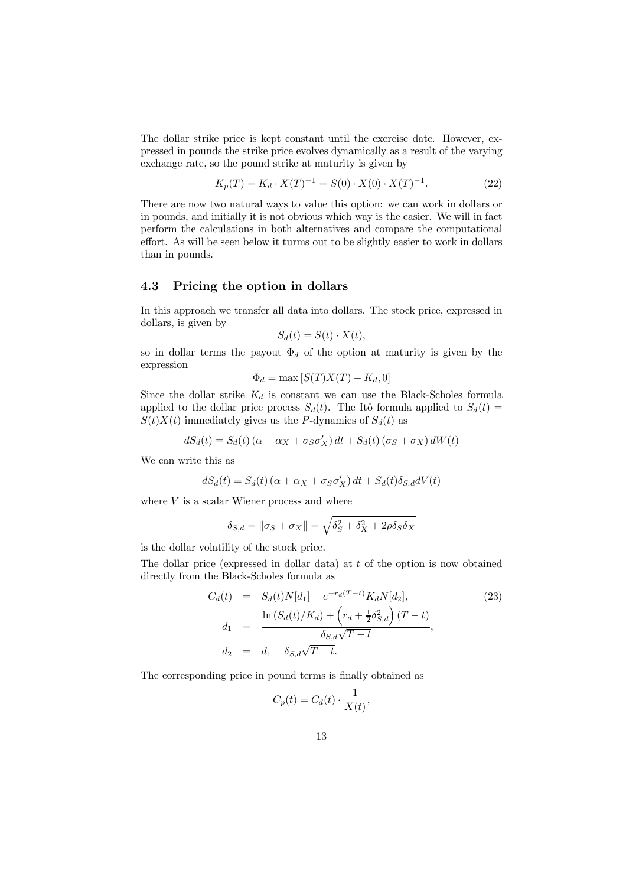The dollar strike price is kept constant until the exercise date. However, expressed in pounds the strike price evolves dynamically as a result of the varying exchange rate, so the pound strike at maturity is given by

$$K_p(T) = K_d \cdot X(T)^{-1} = S(0) \cdot X(0) \cdot X(T)^{-1}. \tag{22}$$

There are now two natural ways to value this option: we can work in dollars or in pounds, and initially it is not obvious which way is the easier. We will in fact perform the calculations in both alternatives and compare the computational effort. As will be seen below it turms out to be slightly easier to work in dollars than in pounds.

## 4.3 Pricing the option in dollars

In this approach we transfer all data into dollars. The stock price, expressed in dollars, is given by

$$S_d(t) = S(t) \cdot X(t),$$

so in dollar terms the payout $\Phi_d$ of the option at maturity is given by the expression

$$\Phi_d = \max\left[S(T)X(T) - K_d, 0\right]$$

Since the dollar strike $K_d$ is constant we can use the Black-Scholes formula applied to the dollar price process $S_d(t)$. The Itô formula applied to $S_d(t) = S(t)X(t)$ immediately gives us the $P$-dynamics of $S_d(t)$ as

$$dS_d(t) = S_d(t)\left(\alpha + \alpha_X + \sigma_S\sigma_X'\right)dt + S_d(t)\left(\sigma_S + \sigma_X\right)dW(t)$$

We can write this as

$$dS_d(t) = S_d(t)\left(\alpha + \alpha_X + \sigma_S\sigma_X'\right)dt + S_d(t)\delta_{S,d}dV(t)$$

where $V$ is a scalar Wiener process and where

$$\delta_{S,d} = \|\sigma_S + \sigma_X\| = \sqrt{\delta_S^2 + \delta_X^2 + 2\rho\delta_S\delta_X}$$

is the dollar volatility of the stock price.

The dollar price (expressed in dollar data) at $t$ of the option is now obtained directly from the Black-Scholes formula as

$$\begin{aligned} C_d(t) &= S_d(t)N[d_1] - e^{-r_d(T-t)}K_dN[d_2], \\ d_1 &= \frac{\ln\left(S_d(t)/K_d\right) + \left(r_d + \frac{1}{2}\delta_{S,d}^2\right)(T-t)}{\delta_{S,d}\sqrt{T-t}}, \\ d_2 &= d_1 - \delta_{S,d}\sqrt{T-t}. \end{aligned} \tag{23}$$

The corresponding price in pound terms is finally obtained as

$$C_p(t) = C_d(t) \cdot \frac{1}{X(t)},$$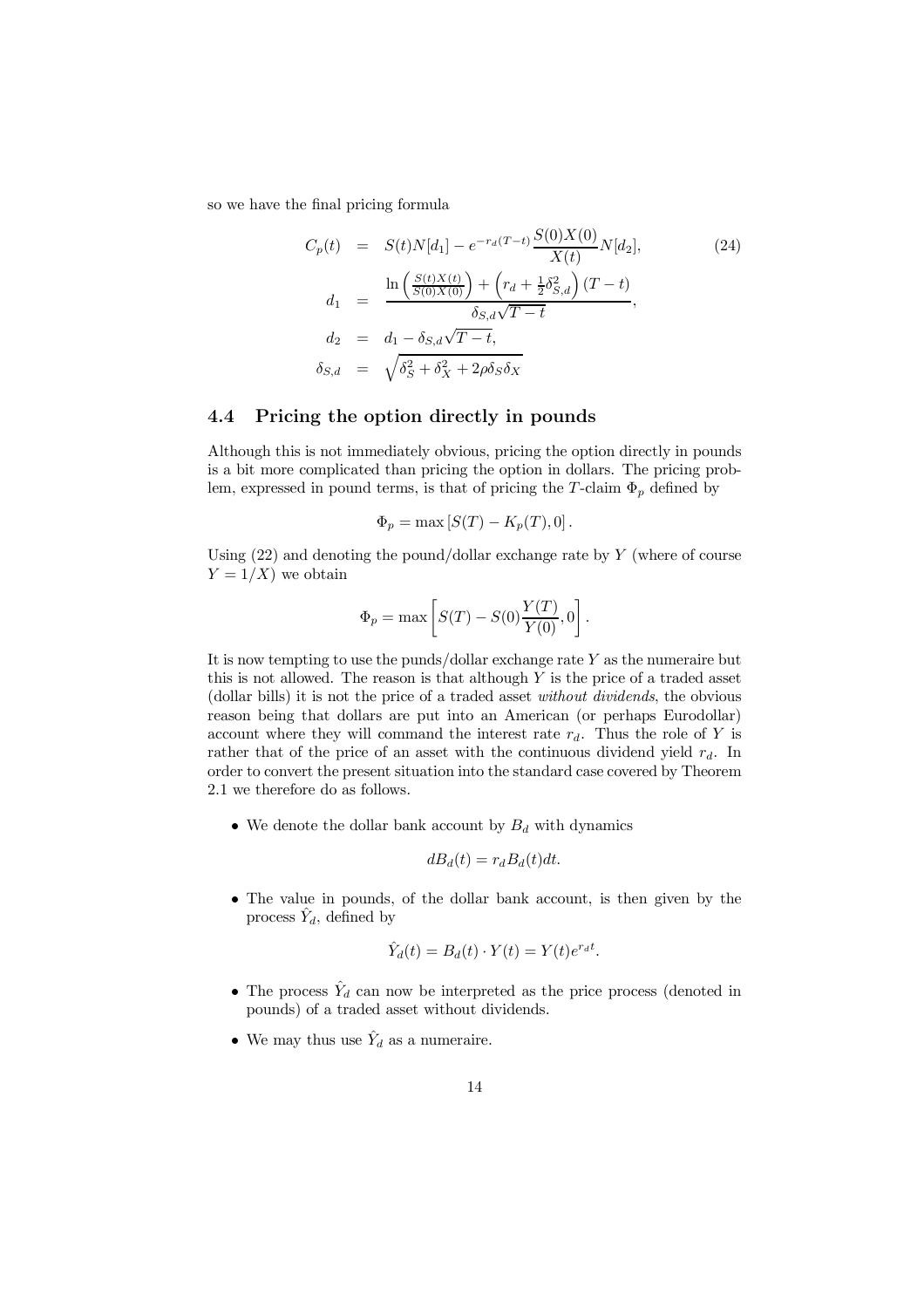so we have the final pricing formula

$$
\begin{aligned}
C_p(t) &= S(t)N[d_1] - e^{-r_d(T-t)}\frac{S(0)X(0)}{X(t)}N[d_2], \qquad (24)\\
d_1 &= \frac{\ln\left(\frac{S(t)X(t)}{S(0)X(0)}\right) + \left(r_d + \frac{1}{2}\delta_{S,d}^2\right)(T-t)}{\delta_{S,d}\sqrt{T-t}},\\
d_2 &= d_1 - \delta_{S,d}\sqrt{T-t},\\
\delta_{S,d} &= \sqrt{\delta_S^2 + \delta_X^2 + 2\rho\delta_S\delta_X}
\end{aligned}
$$

### 4.4 Pricing the option directly in pounds

Although this is not immediately obvious, pricing the option directly in pounds is a bit more complicated than pricing the option in dollars. The pricing problem, expressed in pound terms, is that of pricing the $T$-claim $\Phi_p$ defined by

$$
\Phi_p = \max\left[S(T) - K_p(T), 0\right].
$$

Using (22) and denoting the pound/dollar exchange rate by $Y$ (where of course $Y = 1/X$) we obtain

$$
\Phi_p = \max\left[S(T) - S(0)\frac{Y(T)}{Y(0)}, 0\right].
$$

It is now tempting to use the punds/dollar exchange rate $Y$ as the numeraire but this is not allowed. The reason is that although $Y$ is the price of a traded asset (dollar bills) it is not the price of a traded asset *without dividends*, the obvious reason being that dollars are put into an American (or perhaps Eurodollar) account where they will command the interest rate $r_d$. Thus the role of $Y$ is rather that of the price of an asset with the continuous dividend yield $r_d$. In order to convert the present situation into the standard case covered by Theorem 2.1 we therefore do as follows.

- We denote the dollar bank account by $B_d$ with dynamics

$$
dB_d(t) = r_d B_d(t)dt.
$$

- The value in pounds, of the dollar bank account, is then given by the process $\hat{Y}_d$, defined by

$$
\hat{Y}_d(t) = B_d(t) \cdot Y(t) = Y(t)e^{r_d t}.
$$

- The process $\hat{Y}_d$ can now be interpreted as the price process (denoted in pounds) of a traded asset without dividends.
- We may thus use $\hat{Y}_d$ as a numeraire.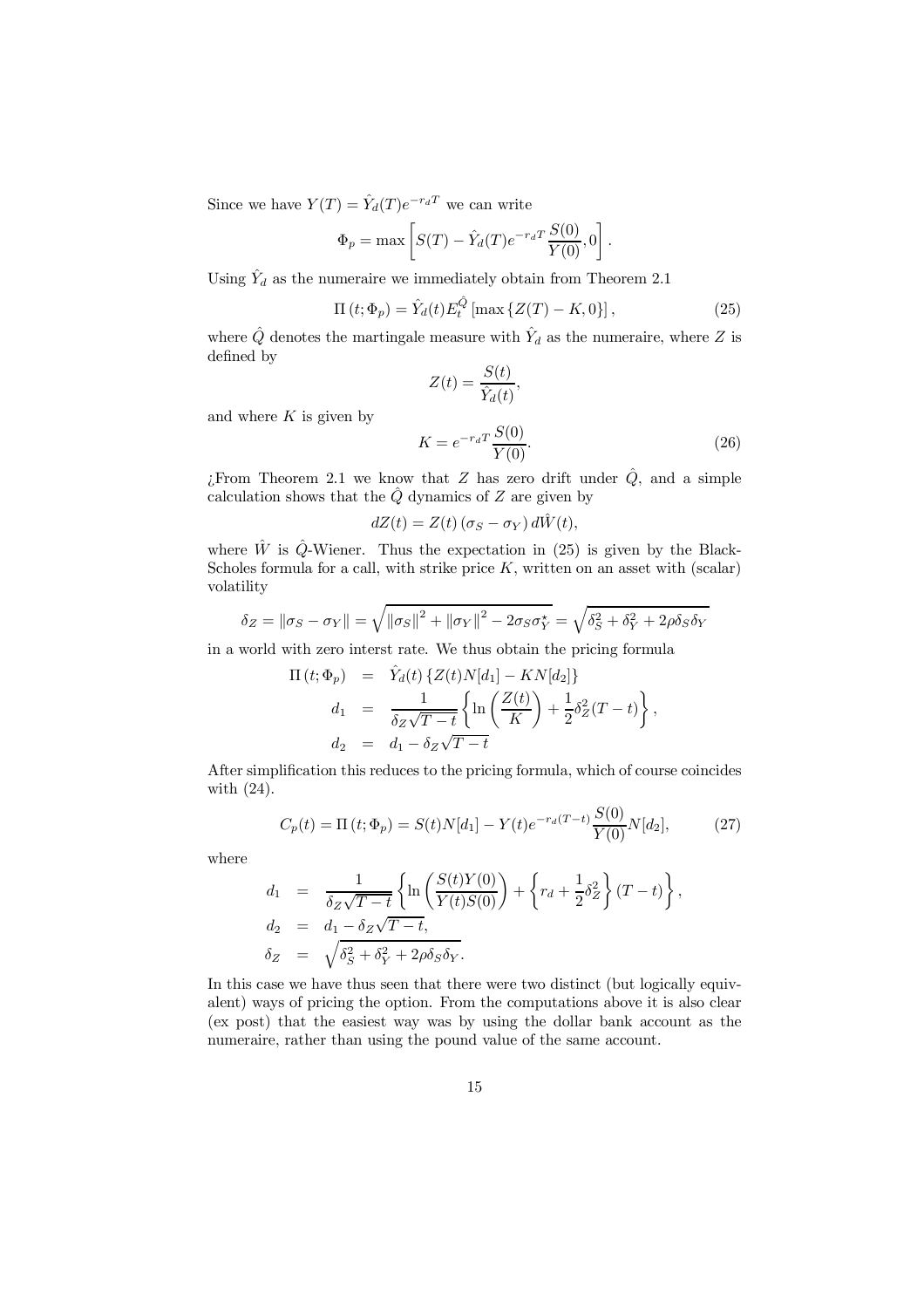Since we have $Y(T) = \hat{Y}_d(T)e^{-r_d T}$ we can write

$$\Phi_p = \max\left[S(T) - \hat{Y}_d(T)e^{-r_d T}\frac{S(0)}{Y(0)}, 0\right].$$

Using $\hat{Y}_d$ as the numeraire we immediately obtain from Theorem 2.1

$$\Pi(t; \Phi_p) = \hat{Y}_d(t) E_t^{\hat{Q}}\left[\max\{Z(T) - K, 0\}\right], \tag{25}$$

where $\hat{Q}$ denotes the martingale measure with $\hat{Y}_d$ as the numeraire, where $Z$ is defined by

$$Z(t) = \frac{S(t)}{\hat{Y}_d(t)},$$

and where $K$ is given by

$$K = e^{-r_d T}\frac{S(0)}{Y(0)}. \tag{26}$$

¿From Theorem 2.1 we know that $Z$ has zero drift under $\hat{Q}$, and a simple calculation shows that the $\hat{Q}$ dynamics of $Z$ are given by

$$dZ(t) = Z(t)\left(\sigma_S - \sigma_Y\right) d\hat{W}(t),$$

where $\hat{W}$ is $\hat{Q}$-Wiener. Thus the expectation in (25) is given by the Black-Scholes formula for a call, with strike price $K$, written on an asset with (scalar) volatility

$$\delta_Z = \|\sigma_S - \sigma_Y\| = \sqrt{\|\sigma_S\|^2 + \|\sigma_Y\|^2 - 2\sigma_S\sigma_Y^\star} = \sqrt{\delta_S^2 + \delta_Y^2 + 2\rho\delta_S\delta_Y}$$

in a world with zero interst rate. We thus obtain the pricing formula

$$\begin{aligned}
\Pi(t; \Phi_p) &= \hat{Y}_d(t)\left\{Z(t)N[d_1] - KN[d_2]\right\} \\
d_1 &= \frac{1}{\delta_Z\sqrt{T-t}}\left\{\ln\left(\frac{Z(t)}{K}\right) + \frac{1}{2}\delta_Z^2(T-t)\right\}, \\
d_2 &= d_1 - \delta_Z\sqrt{T-t}
\end{aligned}$$

After simplification this reduces to the pricing formula, which of course coincides with (24).

$$C_p(t) = \Pi(t; \Phi_p) = S(t)N[d_1] - Y(t)e^{-r_d(T-t)}\frac{S(0)}{Y(0)}N[d_2], \tag{27}$$

where

$$\begin{aligned}
d_1 &= \frac{1}{\delta_Z\sqrt{T-t}}\left\{\ln\left(\frac{S(t)Y(0)}{Y(t)S(0)}\right) + \left\{r_d + \frac{1}{2}\delta_Z^2\right\}(T-t)\right\}, \\
d_2 &= d_1 - \delta_Z\sqrt{T-t}, \\
\delta_Z &= \sqrt{\delta_S^2 + \delta_Y^2 + 2\rho\delta_S\delta_Y}.
\end{aligned}$$

In this case we have thus seen that there were two distinct (but logically equivalent) ways of pricing the option. From the computations above it is also clear (ex post) that the easiest way was by using the dollar bank account as the numeraire, rather than using the pound value of the same account.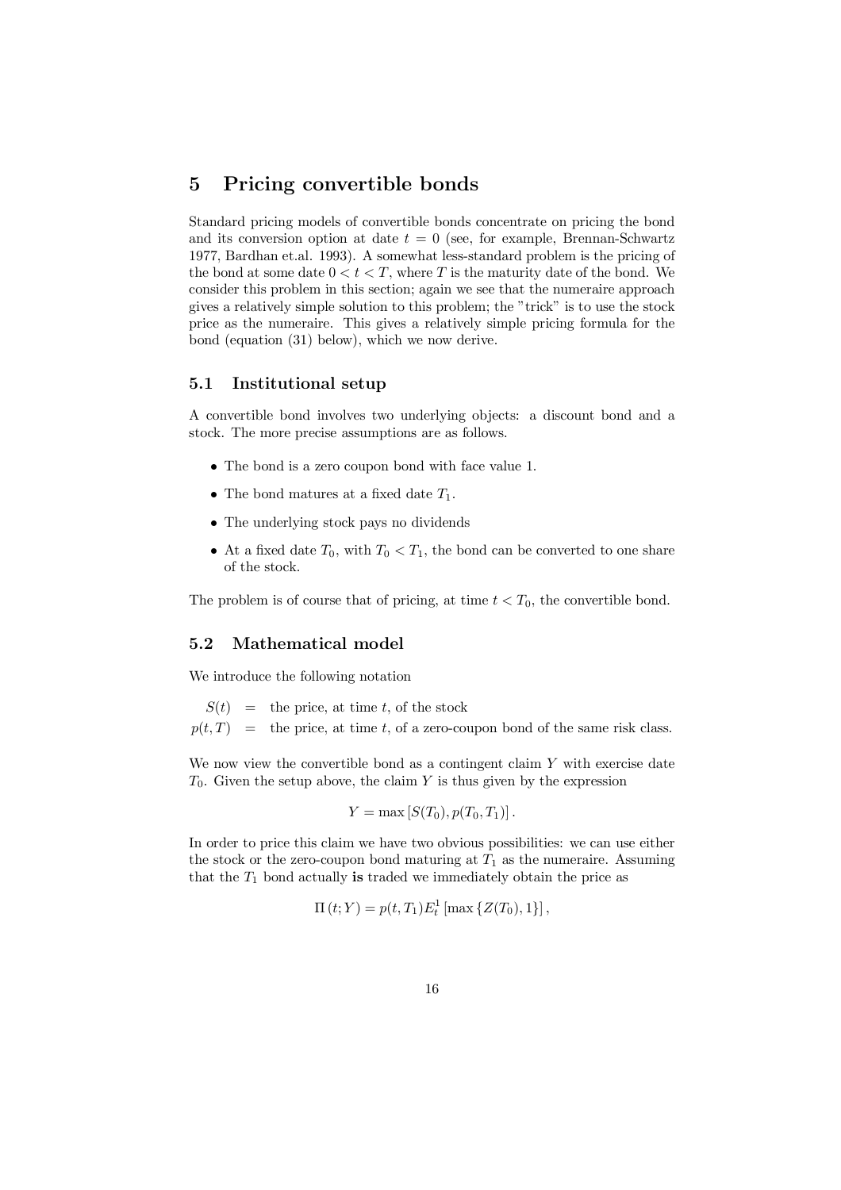# 5 Pricing convertible bonds

Standard pricing models of convertible bonds concentrate on pricing the bond and its conversion option at date $t = 0$ (see, for example, Brennan-Schwartz 1977, Bardhan et.al. 1993). A somewhat less-standard problem is the pricing of the bond at some date $0 < t < T$, where $T$ is the maturity date of the bond. We consider this problem in this section; again we see that the numeraire approach gives a relatively simple solution to this problem; the "trick" is to use the stock price as the numeraire. This gives a relatively simple pricing formula for the bond (equation (31) below), which we now derive.

## 5.1 Institutional setup

A convertible bond involves two underlying objects: a discount bond and a stock. The more precise assumptions are as follows.

- The bond is a zero coupon bond with face value 1.
- The bond matures at a fixed date $T_1$.
- The underlying stock pays no dividends
- At a fixed date $T_0$, with $T_0 < T_1$, the bond can be converted to one share of the stock.

The problem is of course that of pricing, at time $t < T_0$, the convertible bond.

## 5.2 Mathematical model

We introduce the following notation

$S(t)$ = the price, at time $t$, of the stock

$p(t, T)$ = the price, at time $t$, of a zero-coupon bond of the same risk class.

We now view the convertible bond as a contingent claim $Y$ with exercise date $T_0$. Given the setup above, the claim $Y$ is thus given by the expression

$$Y = \max\left[S(T_0), p(T_0, T_1)\right].$$

In order to price this claim we have two obvious possibilities: we can use either the stock or the zero-coupon bond maturing at $T_1$ as the numeraire. Assuming that the $T_1$ bond actually **is** traded we immediately obtain the price as

$$\Pi\left(t; Y\right) = p(t, T_1) E_t^1\left[\max\left\{Z(T_0), 1\right\}\right],$$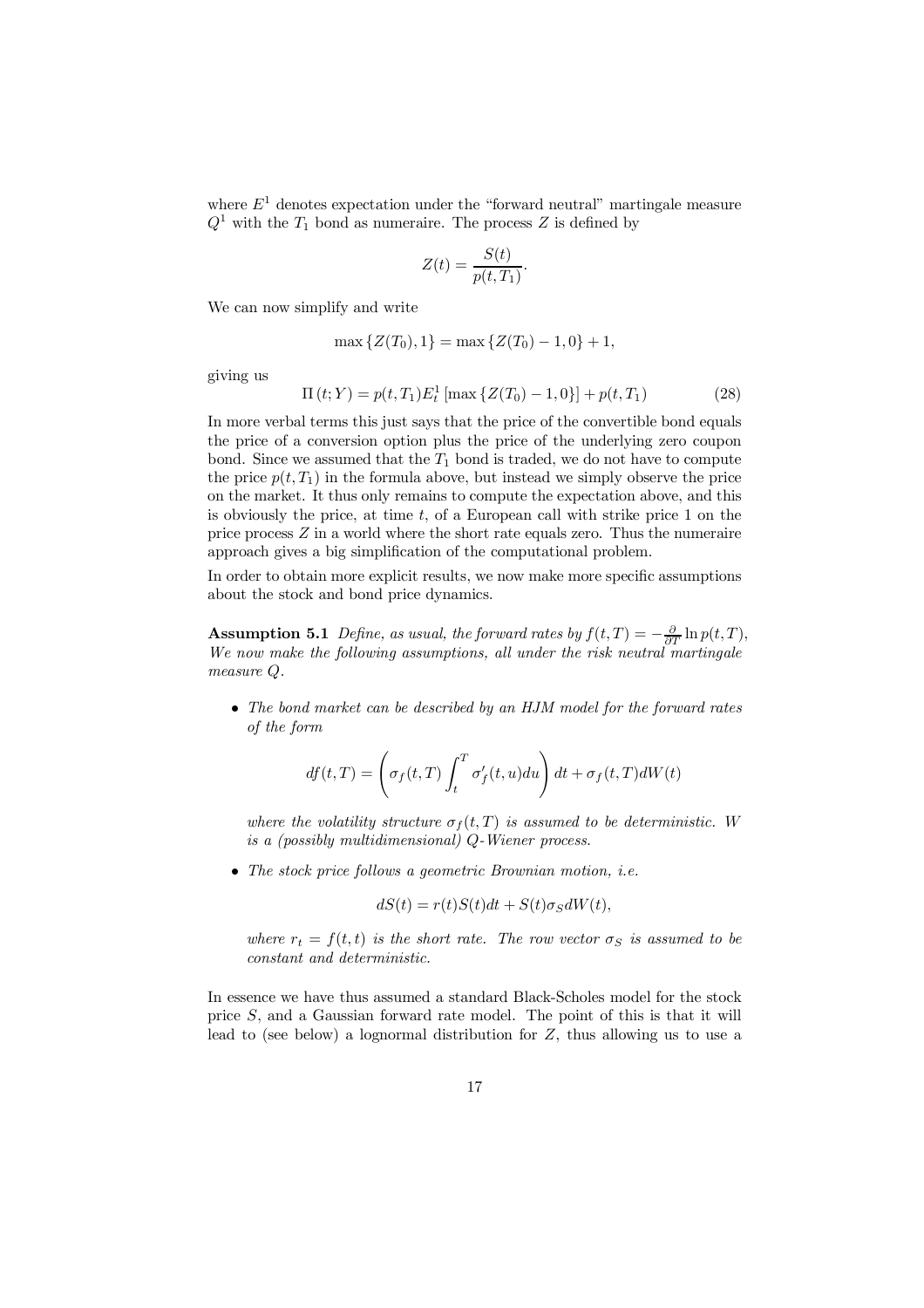where $E^1$ denotes expectation under the "forward neutral" martingale measure $Q^1$ with the $T_1$ bond as numeraire. The process $Z$ is defined by

$$Z(t) = \frac{S(t)}{p(t, T_1)}.$$

We can now simplify and write

$$\max\{Z(T_0), 1\} = \max\{Z(T_0) - 1, 0\} + 1,$$

giving us

$$\Pi(t; Y) = p(t, T_1) E_t^1 [\max\{Z(T_0) - 1, 0\}] + p(t, T_1) \tag{28}$$

In more verbal terms this just says that the price of the convertible bond equals the price of a conversion option plus the price of the underlying zero coupon bond. Since we assumed that the $T_1$ bond is traded, we do not have to compute the price $p(t, T_1)$ in the formula above, but instead we simply observe the price on the market. It thus only remains to compute the expectation above, and this is obviously the price, at time $t$, of a European call with strike price 1 on the price process $Z$ in a world where the short rate equals zero. Thus the numeraire approach gives a big simplification of the computational problem.

In order to obtain more explicit results, we now make more specific assumptions about the stock and bond price dynamics.

**Assumption 5.1** *Define, as usual, the forward rates by $f(t, T) = -\frac{\partial}{\partial T} \ln p(t, T)$, We now make the following assumptions, all under the risk neutral martingale measure $Q$.*

- *The bond market can be described by an HJM model for the forward rates of the form*

$$df(t, T) = \left( \sigma_f(t, T) \int_t^T \sigma_f'(t, u) du \right) dt + \sigma_f(t, T) dW(t)$$

  *where the volatility structure $\sigma_f(t, T)$ is assumed to be deterministic. $W$ is a (possibly multidimensional) $Q$-Wiener process.*

- *The stock price follows a geometric Brownian motion, i.e.*

$$dS(t) = r(t) S(t) dt + S(t) \sigma_S dW(t),$$

  *where $r_t = f(t, t)$ is the short rate. The row vector $\sigma_S$ is assumed to be constant and deterministic.*

In essence we have thus assumed a standard Black-Scholes model for the stock price $S$, and a Gaussian forward rate model. The point of this is that it will lead to (see below) a lognormal distribution for $Z$, thus allowing us to use a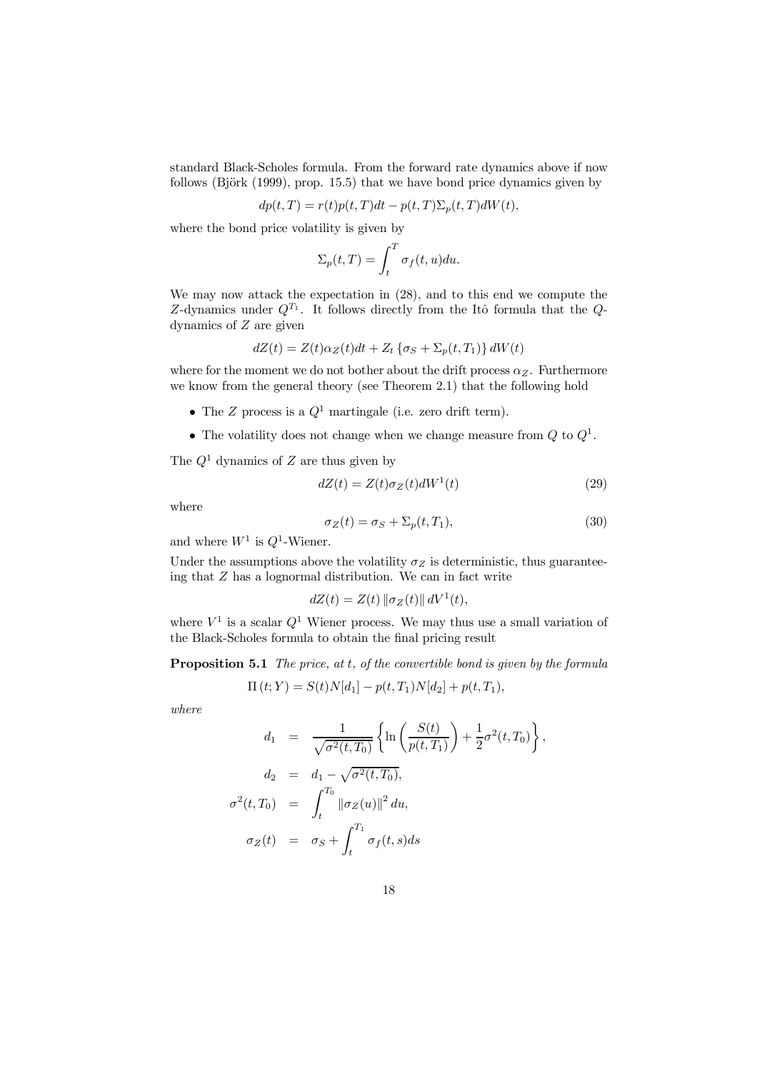standard Black-Scholes formula. From the forward rate dynamics above if now follows (Björk (1999), prop. 15.5) that we have bond price dynamics given by

$$dp(t,T) = r(t)p(t,T)dt - p(t,T)\Sigma_p(t,T)dW(t),$$

where the bond price volatility is given by

$$\Sigma_p(t,T) = \int_t^T \sigma_f(t,u)du.$$

We may now attack the expectation in (28), and to this end we compute the $Z$-dynamics under $Q^{T_1}$. It follows directly from the Itô formula that the $Q$-dynamics of $Z$ are given

$$dZ(t) = Z(t)\alpha_Z(t)dt + Z_t\left\{\sigma_S + \Sigma_p(t,T_1)\right\}dW(t)$$

where for the moment we do not bother about the drift process $\alpha_Z$. Furthermore we know from the general theory (see Theorem 2.1) that the following hold

- The $Z$ process is a $Q^1$ martingale (i.e. zero drift term).
- The volatility does not change when we change measure from $Q$ to $Q^1$.

The $Q^1$ dynamics of $Z$ are thus given by

$$dZ(t) = Z(t)\sigma_Z(t)dW^1(t) \tag{29}$$

where

$$\sigma_Z(t) = \sigma_S + \Sigma_p(t,T_1), \tag{30}$$

and where $W^1$ is $Q^1$-Wiener.

Under the assumptions above the volatility $\sigma_Z$ is deterministic, thus guaranteeing that $Z$ has a lognormal distribution. We can in fact write

$$dZ(t) = Z(t)\left\|\sigma_Z(t)\right\|dV^1(t),$$

where $V^1$ is a scalar $Q^1$ Wiener process. We may thus use a small variation of the Black-Scholes formula to obtain the final pricing result

**Proposition 5.1** *The price, at $t$, of the convertible bond is given by the formula*

$$\Pi(t;Y) = S(t)N[d_1] - p(t,T_1)N[d_2] + p(t,T_1),$$

*where*

$$\begin{aligned}
d_1 &= \frac{1}{\sqrt{\sigma^2(t,T_0)}}\left\{\ln\left(\frac{S(t)}{p(t,T_1)}\right) + \frac{1}{2}\sigma^2(t,T_0)\right\}, \\
d_2 &= d_1 - \sqrt{\sigma^2(t,T_0)}, \\
\sigma^2(t,T_0) &= \int_t^{T_0} \left\|\sigma_Z(u)\right\|^2 du, \\
\sigma_Z(t) &= \sigma_S + \int_t^{T_1} \sigma_f(t,s)ds
\end{aligned}$$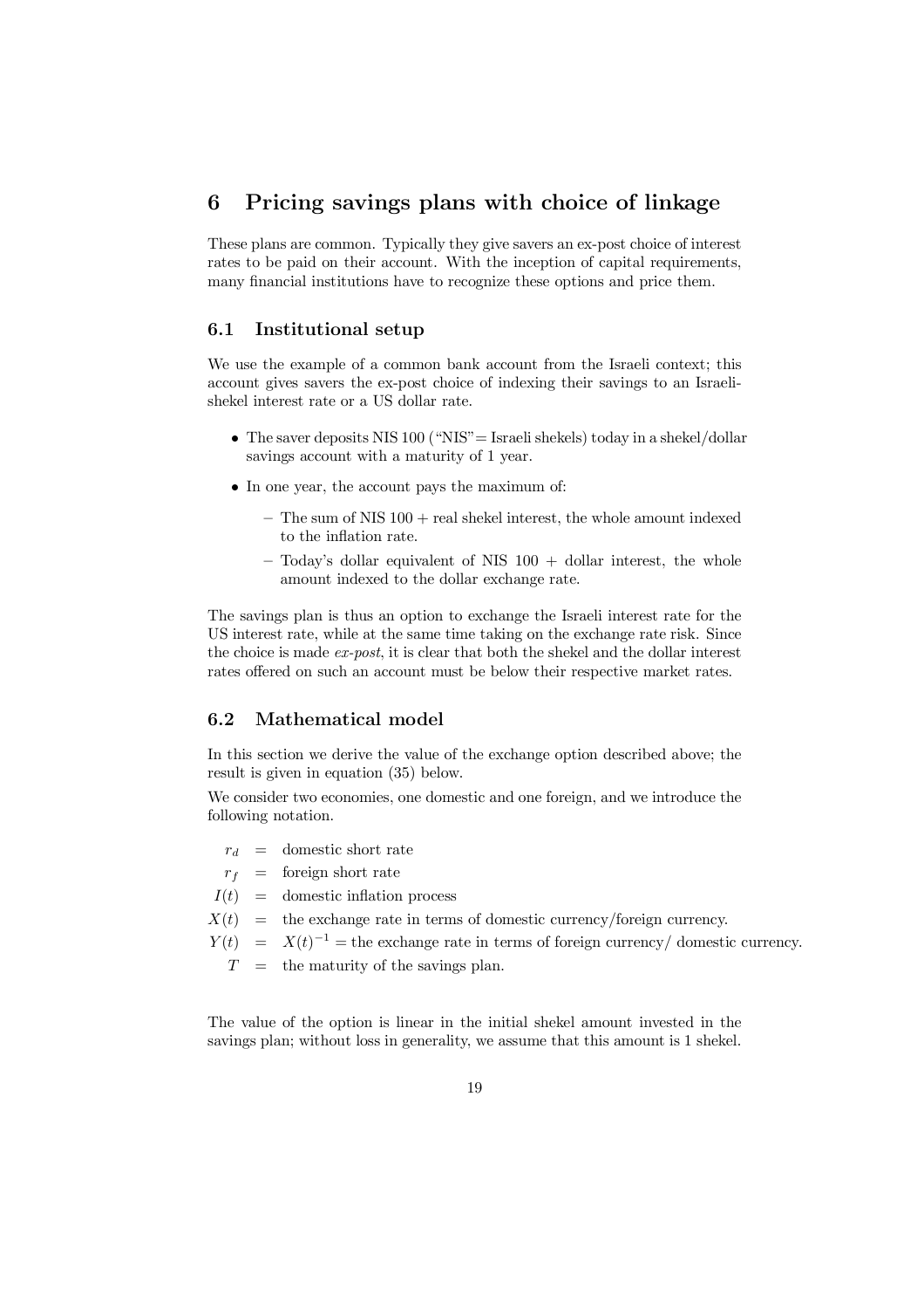# 6 Pricing savings plans with choice of linkage

These plans are common. Typically they give savers an ex-post choice of interest rates to be paid on their account. With the inception of capital requirements, many financial institutions have to recognize these options and price them.

## 6.1 Institutional setup

We use the example of a common bank account from the Israeli context; this account gives savers the ex-post choice of indexing their savings to an Israeli-shekel interest rate or a US dollar rate.

- The saver deposits NIS 100 ("NIS"= Israeli shekels) today in a shekel/dollar savings account with a maturity of 1 year.
- In one year, the account pays the maximum of:
  - The sum of NIS 100 + real shekel interest, the whole amount indexed to the inflation rate.
  - Today's dollar equivalent of NIS 100 + dollar interest, the whole amount indexed to the dollar exchange rate.

The savings plan is thus an option to exchange the Israeli interest rate for the US interest rate, while at the same time taking on the exchange rate risk. Since the choice is made *ex-post*, it is clear that both the shekel and the dollar interest rates offered on such an account must be below their respective market rates.

## 6.2 Mathematical model

In this section we derive the value of the exchange option described above; the result is given in equation (35) below.

We consider two economies, one domestic and one foreign, and we introduce the following notation.

$$
\begin{aligned}
r_d &= \text{domestic short rate} \\
r_f &= \text{foreign short rate} \\
I(t) &= \text{domestic inflation process} \\
X(t) &= \text{the exchange rate in terms of domestic currency/foreign currency.} \\
Y(t) &= X(t)^{-1} = \text{the exchange rate in terms of foreign currency/ domestic currency.} \\
T &= \text{the maturity of the savings plan.}
\end{aligned}
$$

The value of the option is linear in the initial shekel amount invested in the savings plan; without loss in generality, we assume that this amount is 1 shekel.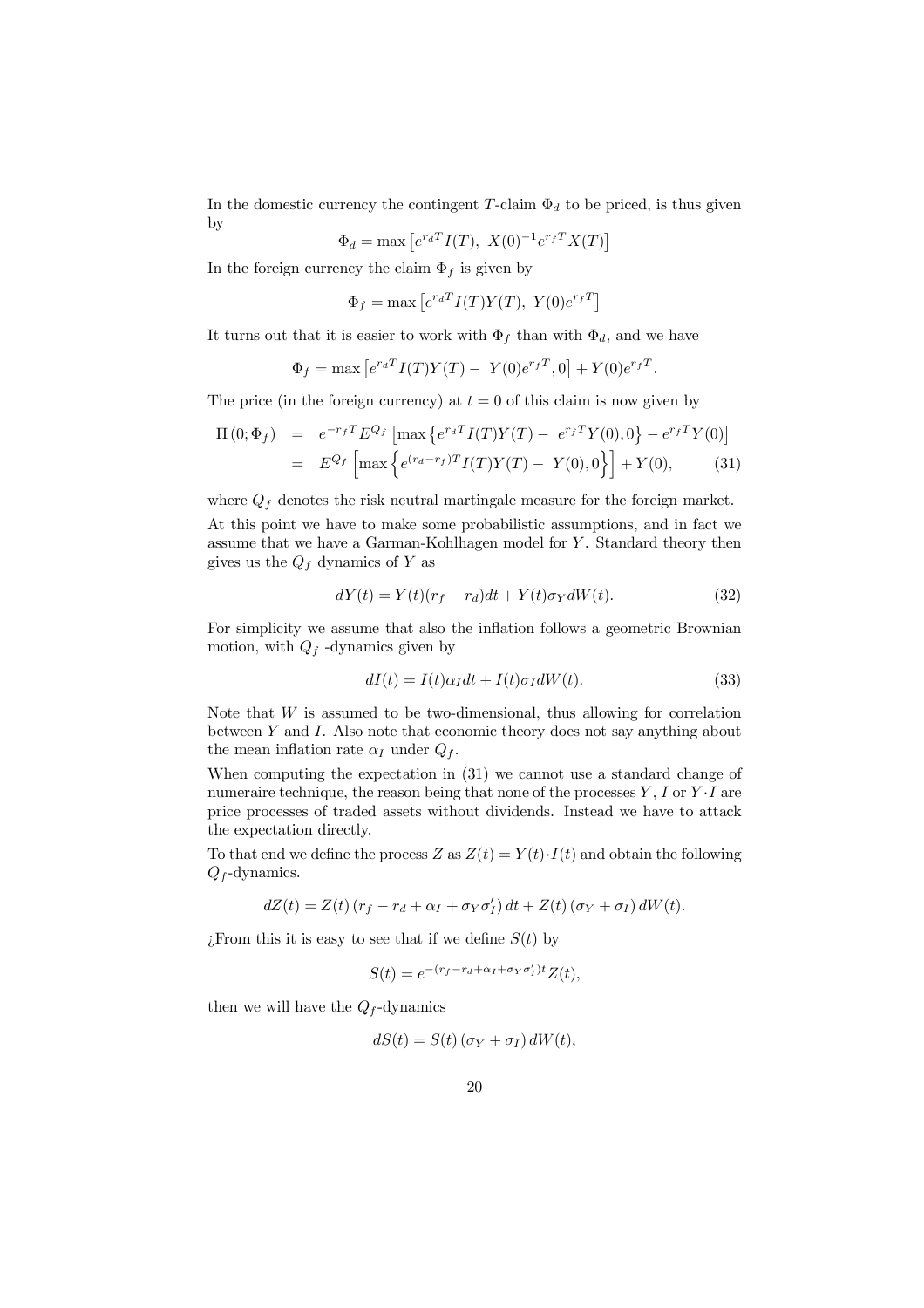In the domestic currency the contingent $T$-claim $\Phi_d$ to be priced, is thus given by

$$\Phi_d = \max\left[e^{r_d T} I(T),\ X(0)^{-1} e^{r_f T} X(T)\right]$$

In the foreign currency the claim $\Phi_f$ is given by

$$\Phi_f = \max\left[e^{r_d T} I(T) Y(T),\ Y(0) e^{r_f T}\right]$$

It turns out that it is easier to work with $\Phi_f$ than with $\Phi_d$, and we have

$$\Phi_f = \max\left[e^{r_d T} I(T) Y(T) -\ Y(0) e^{r_f T}, 0\right] + Y(0) e^{r_f T}.$$

The price (in the foreign currency) at $t = 0$ of this claim is now given by

$$\begin{aligned}
\Pi(0; \Phi_f) &= e^{-r_f T} E^{Q_f}\left[\max\left\{e^{r_d T} I(T) Y(T) -\ e^{r_f T} Y(0), 0\right\} - e^{r_f T} Y(0)\right] \\
&= E^{Q_f}\left[\max\left\{e^{(r_d - r_f)T} I(T) Y(T) -\ Y(0), 0\right\}\right] + Y(0), \qquad (31)
\end{aligned}$$

where $Q_f$ denotes the risk neutral martingale measure for the foreign market.

At this point we have to make some probabilistic assumptions, and in fact we assume that we have a Garman-Kohlhagen model for $Y$. Standard theory then gives us the $Q_f$ dynamics of $Y$ as

$$dY(t) = Y(t)(r_f - r_d)dt + Y(t)\sigma_Y dW(t). \qquad (32)$$

For simplicity we assume that also the inflation follows a geometric Brownian motion, with $Q_f$ -dynamics given by

$$dI(t) = I(t)\alpha_I dt + I(t)\sigma_I dW(t). \qquad (33)$$

Note that $W$ is assumed to be two-dimensional, thus allowing for correlation between $Y$ and $I$. Also note that economic theory does not say anything about the mean inflation rate $\alpha_I$ under $Q_f$.

When computing the expectation in (31) we cannot use a standard change of numeraire technique, the reason being that none of the processes $Y$, $I$ or $Y \cdot I$ are price processes of traded assets without dividends. Instead we have to attack the expectation directly.

To that end we define the process $Z$ as $Z(t) = Y(t) \cdot I(t)$ and obtain the following $Q_f$-dynamics.

$$dZ(t) = Z(t)\left(r_f - r_d + \alpha_I + \sigma_Y \sigma_I'\right)dt + Z(t)\left(\sigma_Y + \sigma_I\right)dW(t).$$

¿From this it is easy to see that if we define $S(t)$ by

$$S(t) = e^{-(r_f - r_d + \alpha_I + \sigma_Y \sigma_I')t} Z(t),$$

then we will have the $Q_f$-dynamics

$$dS(t) = S(t)\left(\sigma_Y + \sigma_I\right)dW(t),$$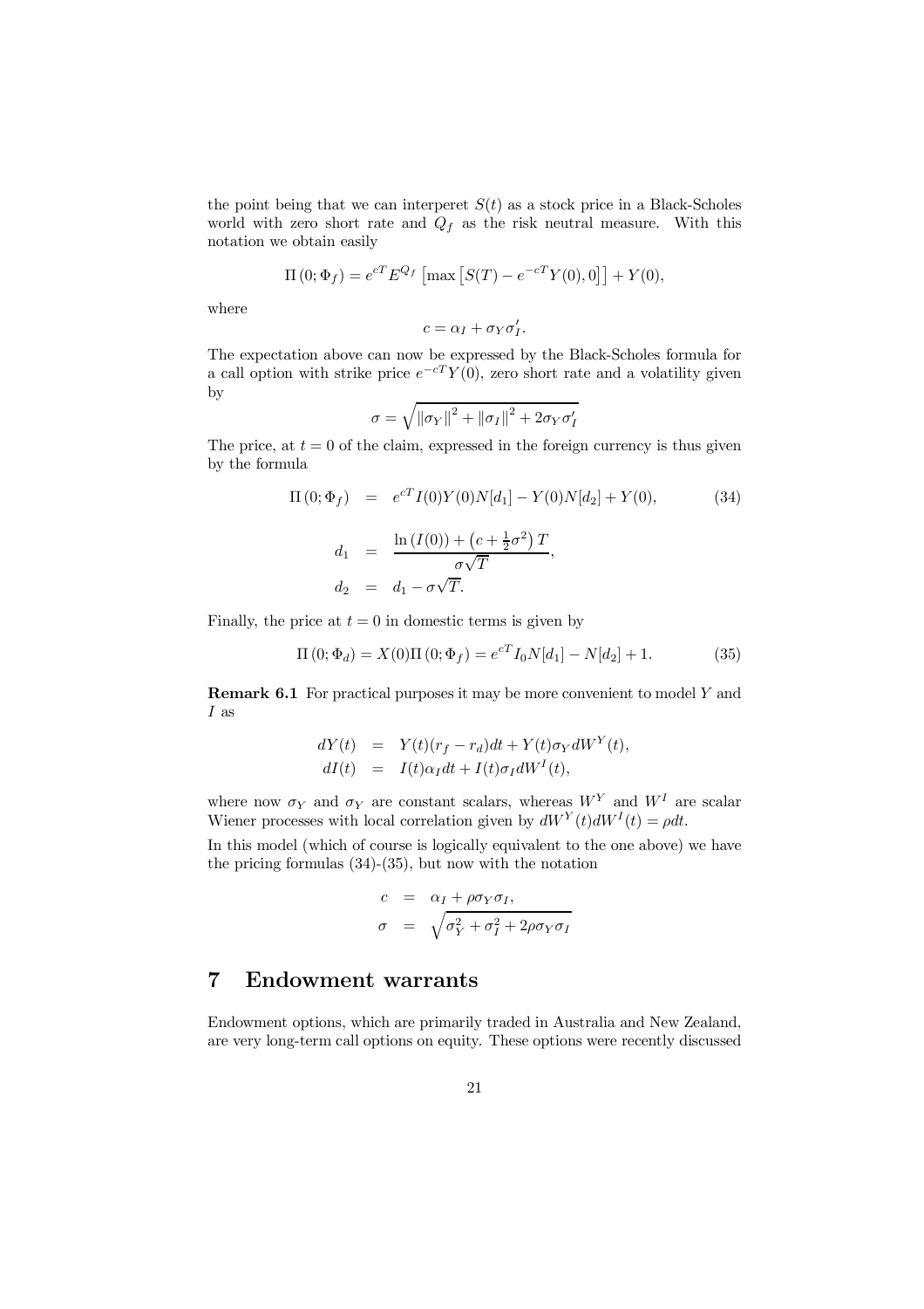the point being that we can interperet $S(t)$ as a stock price in a Black-Scholes world with zero short rate and $Q_f$ as the risk neutral measure. With this notation we obtain easily

$$\Pi(0; \Phi_f) = e^{cT} E^{Q_f}\left[\max\left[S(T) - e^{-cT} Y(0), 0\right]\right] + Y(0),$$

where

$$c = \alpha_I + \sigma_Y \sigma_I'.$$

The expectation above can now be expressed by the Black-Scholes formula for a call option with strike price $e^{-cT} Y(0)$, zero short rate and a volatility given by

$$\sigma = \sqrt{\|\sigma_Y\|^2 + \|\sigma_I\|^2 + 2\sigma_Y \sigma_I'}$$

The price, at $t = 0$ of the claim, expressed in the foreign currency is thus given by the formula

$$\Pi(0; \Phi_f) = e^{cT} I(0) Y(0) N[d_1] - Y(0) N[d_2] + Y(0), \tag{34}$$

$$d_1 = \frac{\ln(I(0)) + \left(c + \frac{1}{2}\sigma^2\right) T}{\sigma\sqrt{T}},$$

$$d_2 = d_1 - \sigma\sqrt{T}.$$

Finally, the price at $t = 0$ in domestic terms is given by

$$\Pi(0; \Phi_d) = X(0) \Pi(0; \Phi_f) = e^{cT} I_0 N[d_1] - N[d_2] + 1. \tag{35}$$

**Remark 6.1** For practical purposes it may be more convenient to model $Y$ and $I$ as

$$dY(t) = Y(t)(r_f - r_d)dt + Y(t)\sigma_Y dW^Y(t),$$

$$dI(t) = I(t)\alpha_I dt + I(t)\sigma_I dW^I(t),$$

where now $\sigma_Y$ and $\sigma_Y$ are constant scalars, whereas $W^Y$ and $W^I$ are scalar Wiener processes with local correlation given by $dW^Y(t)dW^I(t) = \rho dt$.

In this model (which of course is logically equivalent to the one above) we have the pricing formulas (34)-(35), but now with the notation

$$c = \alpha_I + \rho\sigma_Y\sigma_I,$$

$$\sigma = \sqrt{\sigma_Y^2 + \sigma_I^2 + 2\rho\sigma_Y\sigma_I}$$

# 7 Endowment warrants

Endowment options, which are primarily traded in Australia and New Zealand, are very long-term call options on equity. These options were recently discussed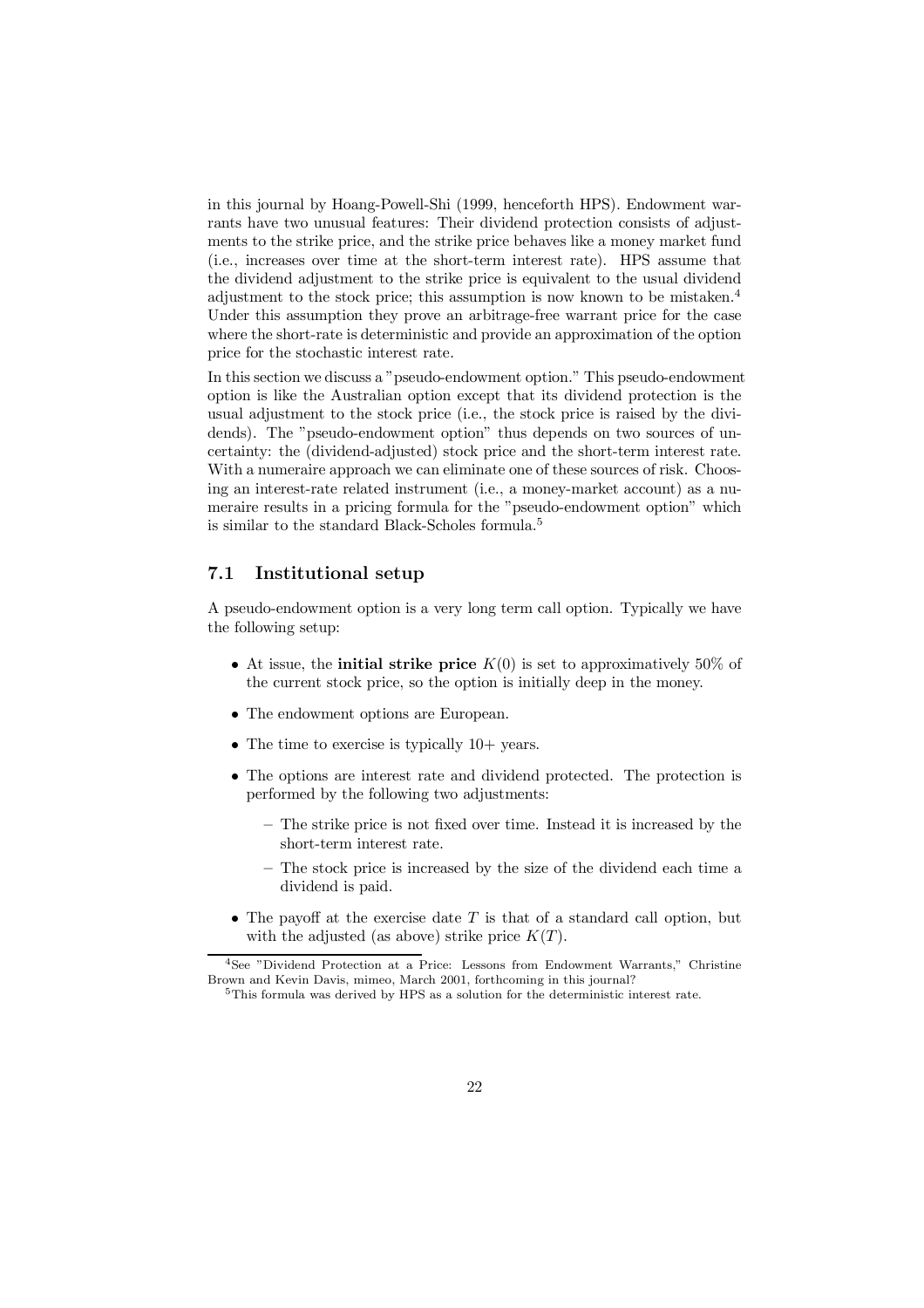in this journal by Hoang-Powell-Shi (1999, henceforth HPS). Endowment warrants have two unusual features: Their dividend protection consists of adjustments to the strike price, and the strike price behaves like a money market fund (i.e., increases over time at the short-term interest rate). HPS assume that the dividend adjustment to the strike price is equivalent to the usual dividend adjustment to the stock price; this assumption is now known to be mistaken.[4] Under this assumption they prove an arbitrage-free warrant price for the case where the short-rate is deterministic and provide an approximation of the option price for the stochastic interest rate.

In this section we discuss a "pseudo-endowment option." This pseudo-endowment option is like the Australian option except that its dividend protection is the usual adjustment to the stock price (i.e., the stock price is raised by the dividends). The "pseudo-endowment option" thus depends on two sources of uncertainty: the (dividend-adjusted) stock price and the short-term interest rate. With a numeraire approach we can eliminate one of these sources of risk. Choosing an interest-rate related instrument (i.e., a money-market account) as a numeraire results in a pricing formula for the "pseudo-endowment option" which is similar to the standard Black-Scholes formula.[5]

## 7.1 Institutional setup

A pseudo-endowment option is a very long term call option. Typically we have the following setup:

- At issue, the **initial strike price** $K(0)$ is set to approximatively 50% of the current stock price, so the option is initially deep in the money.
- The endowment options are European.
- The time to exercise is typically 10+ years.
- The options are interest rate and dividend protected. The protection is performed by the following two adjustments:
  - The strike price is not fixed over time. Instead it is increased by the short-term interest rate.
  - The stock price is increased by the size of the dividend each time a dividend is paid.
- The payoff at the exercise date $T$ is that of a standard call option, but with the adjusted (as above) strike price $K(T)$.

[4] See "Dividend Protection at a Price: Lessons from Endowment Warrants," Christine Brown and Kevin Davis, mimeo, March 2001, forthcoming in this journal?

[5] This formula was derived by HPS as a solution for the deterministic interest rate.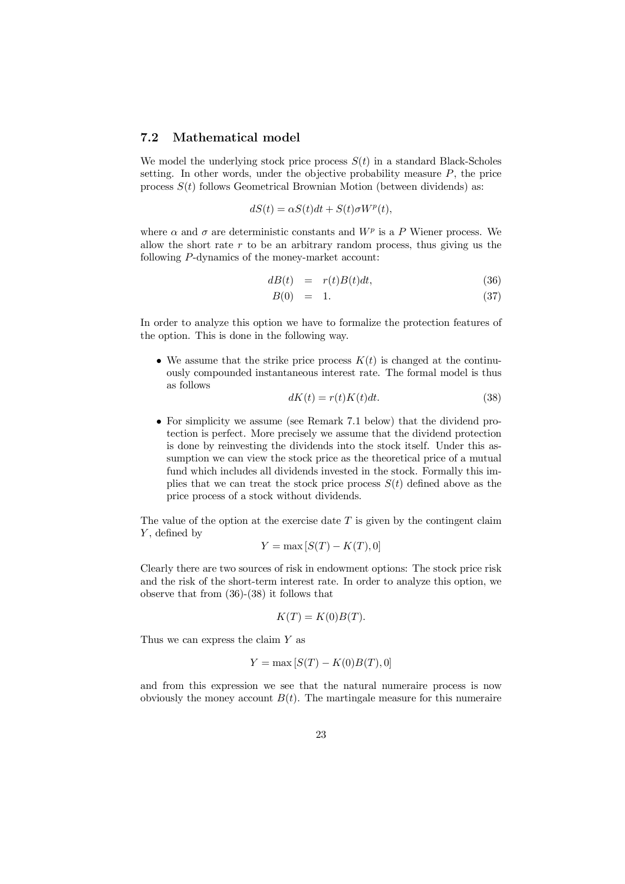### 7.2 Mathematical model

We model the underlying stock price process $S(t)$ in a standard Black-Scholes setting. In other words, under the objective probability measure $P$, the price process $S(t)$ follows Geometrical Brownian Motion (between dividends) as:

$$dS(t) = \alpha S(t)dt + S(t)\sigma W^p(t),$$

where $\alpha$ and $\sigma$ are deterministic constants and $W^p$ is a $P$ Wiener process. We allow the short rate $r$ to be an arbitrary random process, thus giving us the following $P$-dynamics of the money-market account:

$$dB(t) = r(t)B(t)dt, \tag{36}$$

$$B(0) = 1. \tag{37}$$

In order to analyze this option we have to formalize the protection features of the option. This is done in the following way.

- We assume that the strike price process $K(t)$ is changed at the continuously compounded instantaneous interest rate. The formal model is thus as follows

$$dK(t) = r(t)K(t)dt. \tag{38}$$

- For simplicity we assume (see Remark 7.1 below) that the dividend protection is perfect. More precisely we assume that the dividend protection is done by reinvesting the dividends into the stock itself. Under this assumption we can view the stock price as the theoretical price of a mutual fund which includes all dividends invested in the stock. Formally this implies that we can treat the stock price process $S(t)$ defined above as the price process of a stock without dividends.

The value of the option at the exercise date $T$ is given by the contingent claim $Y$, defined by

$$Y = \max\left[S(T) - K(T), 0\right]$$

Clearly there are two sources of risk in endowment options: The stock price risk and the risk of the short-term interest rate. In order to analyze this option, we observe that from (36)-(38) it follows that

$$K(T) = K(0)B(T).$$

Thus we can express the claim $Y$ as

$$Y = \max\left[S(T) - K(0)B(T), 0\right]$$

and from this expression we see that the natural numeraire process is now obviously the money account $B(t)$. The martingale measure for this numeraire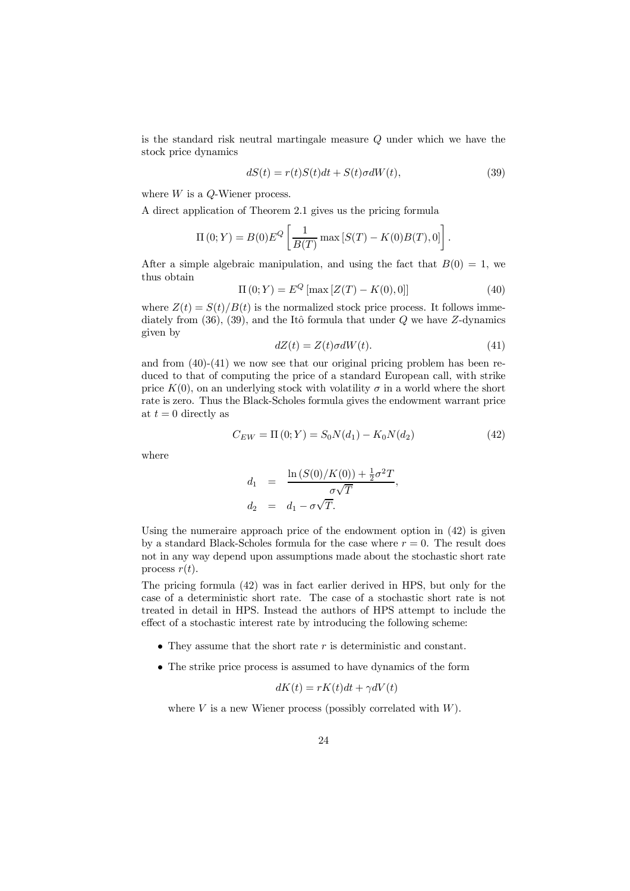is the standard risk neutral martingale measure $Q$ under which we have the stock price dynamics

$$dS(t) = r(t)S(t)dt + S(t)\sigma dW(t), \tag{39}$$

where $W$ is a $Q$-Wiener process.

A direct application of Theorem 2.1 gives us the pricing formula

$$\Pi(0;Y) = B(0)E^Q\left[\frac{1}{B(T)}\max\left[S(T) - K(0)B(T), 0\right]\right].$$

After a simple algebraic manipulation, and using the fact that $B(0) = 1$, we thus obtain

$$\Pi(0;Y) = E^Q\left[\max\left[Z(T) - K(0), 0\right]\right] \tag{40}$$

where $Z(t) = S(t)/B(t)$ is the normalized stock price process. It follows immediately from (36), (39), and the Itô formula that under $Q$ we have $Z$-dynamics given by

$$dZ(t) = Z(t)\sigma dW(t). \tag{41}$$

and from (40)-(41) we now see that our original pricing problem has been reduced to that of computing the price of a standard European call, with strike price $K(0)$, on an underlying stock with volatility $\sigma$ in a world where the short rate is zero. Thus the Black-Scholes formula gives the endowment warrant price at $t = 0$ directly as

$$C_{EW} = \Pi(0;Y) = S_0 N(d_1) - K_0 N(d_2) \tag{42}$$

where

$$\begin{aligned} d_1 &= \frac{\ln(S(0)/K(0)) + \frac{1}{2}\sigma^2 T}{\sigma\sqrt{T}}, \\ d_2 &= d_1 - \sigma\sqrt{T}. \end{aligned}$$

Using the numeraire approach price of the endowment option in (42) is given by a standard Black-Scholes formula for the case where $r = 0$. The result does not in any way depend upon assumptions made about the stochastic short rate process $r(t)$.

The pricing formula (42) was in fact earlier derived in HPS, but only for the case of a deterministic short rate. The case of a stochastic short rate is not treated in detail in HPS. Instead the authors of HPS attempt to include the effect of a stochastic interest rate by introducing the following scheme:

- They assume that the short rate $r$ is deterministic and constant.
- The strike price process is assumed to have dynamics of the form

$$dK(t) = rK(t)dt + \gamma dV(t)$$

  where $V$ is a new Wiener process (possibly correlated with $W$).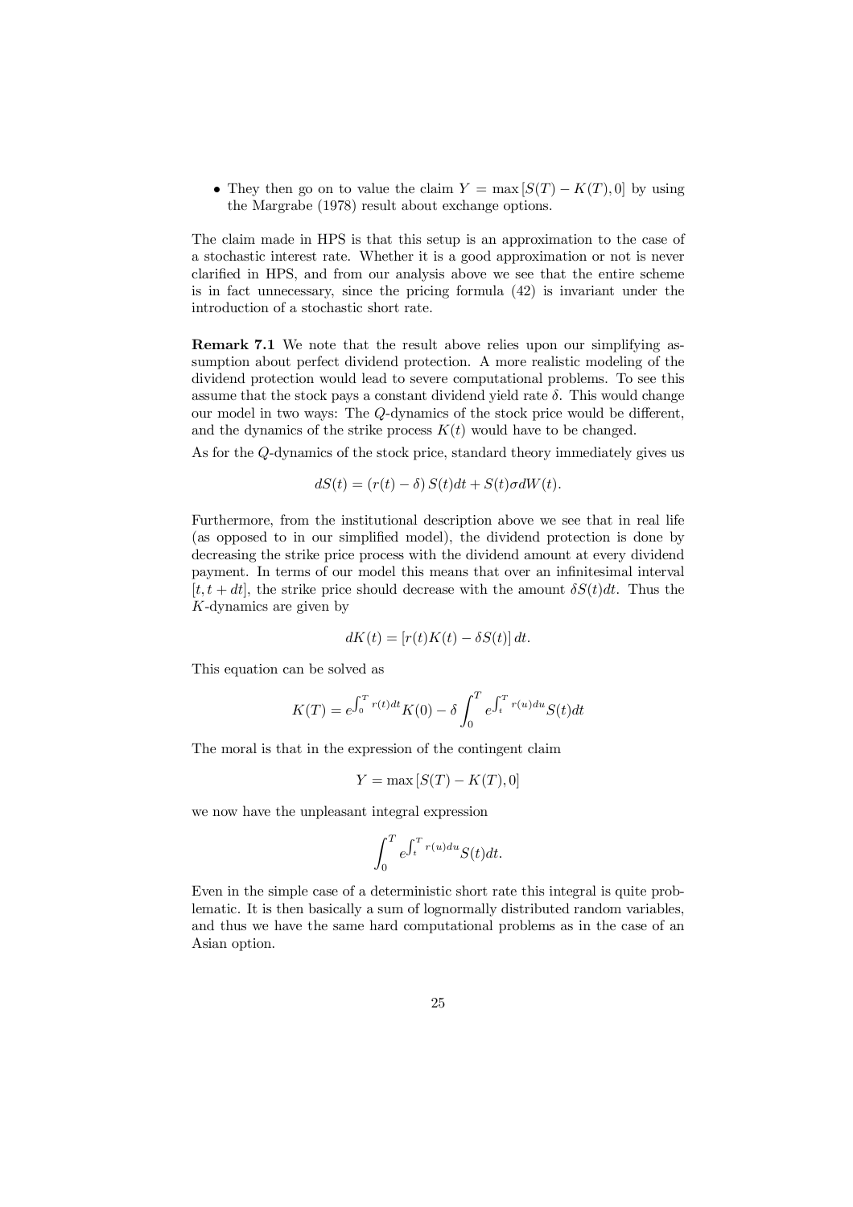- They then go on to value the claim $Y = \max[S(T) - K(T), 0]$ by using the Margrabe (1978) result about exchange options.

The claim made in HPS is that this setup is an approximation to the case of a stochastic interest rate. Whether it is a good approximation or not is never clarified in HPS, and from our analysis above we see that the entire scheme is in fact unnecessary, since the pricing formula (42) is invariant under the introduction of a stochastic short rate.

**Remark 7.1** We note that the result above relies upon our simplifying assumption about perfect dividend protection. A more realistic modeling of the dividend protection would lead to severe computational problems. To see this assume that the stock pays a constant dividend yield rate $\delta$. This would change our model in two ways: The $Q$-dynamics of the stock price would be different, and the dynamics of the strike process $K(t)$ would have to be changed.

As for the $Q$-dynamics of the stock price, standard theory immediately gives us

$$dS(t) = (r(t) - \delta)\, S(t)dt + S(t)\sigma dW(t).$$

Furthermore, from the institutional description above we see that in real life (as opposed to in our simplified model), the dividend protection is done by decreasing the strike price process with the dividend amount at every dividend payment. In terms of our model this means that over an infinitesimal interval $[t, t + dt]$, the strike price should decrease with the amount $\delta S(t)dt$. Thus the $K$-dynamics are given by

$$dK(t) = [r(t)K(t) - \delta S(t)]\, dt.$$

This equation can be solved as

$$K(T) = e^{\int_0^T r(t)dt} K(0) - \delta \int_0^T e^{\int_t^T r(u)du} S(t)dt$$

The moral is that in the expression of the contingent claim

$$Y = \max[S(T) - K(T), 0]$$

we now have the unpleasant integral expression

$$\int_0^T e^{\int_t^T r(u)du} S(t)dt.$$

Even in the simple case of a deterministic short rate this integral is quite problematic. It is then basically a sum of lognormally distributed random variables, and thus we have the same hard computational problems as in the case of an Asian option.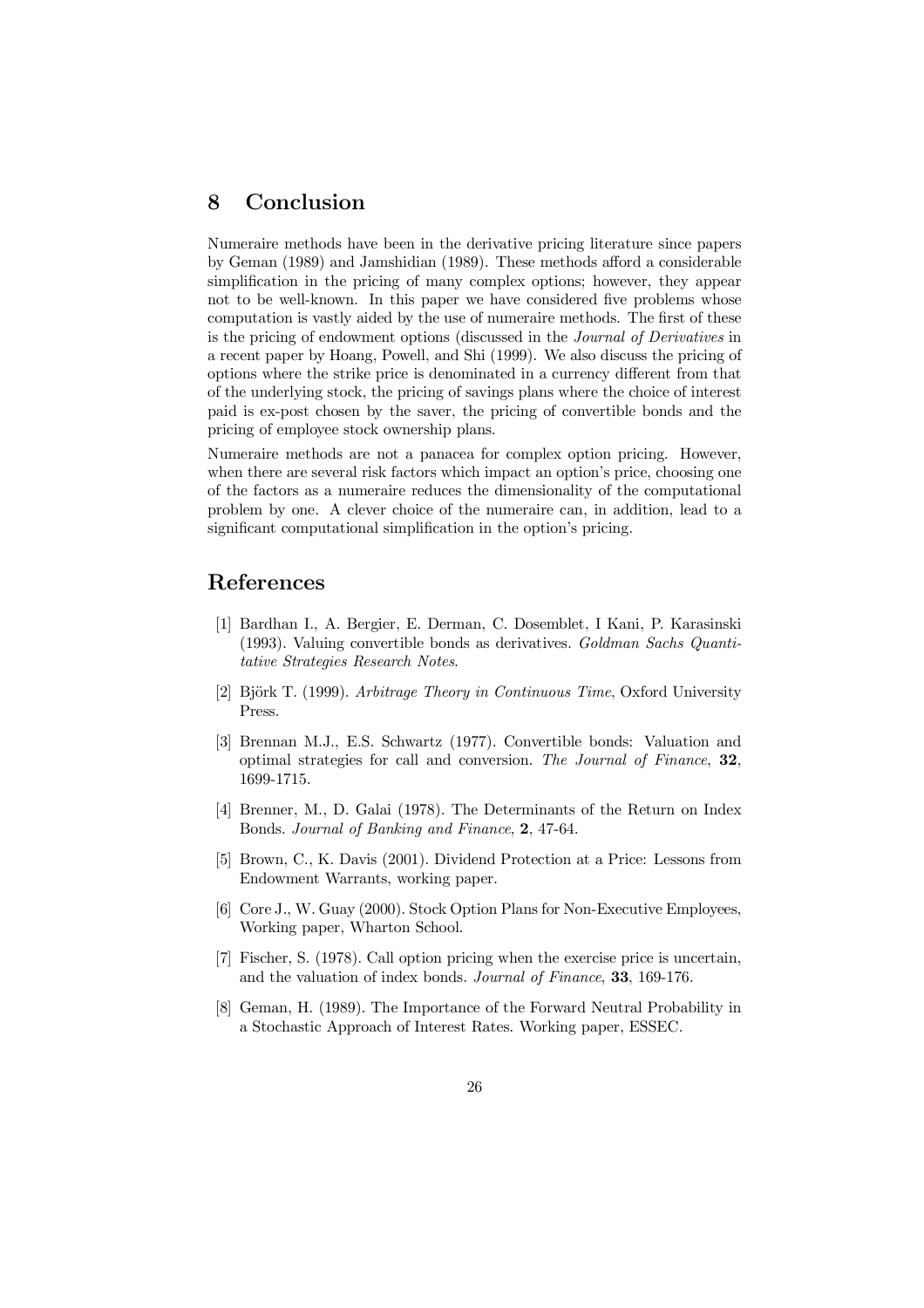## 8 Conclusion

Numeraire methods have been in the derivative pricing literature since papers by Geman (1989) and Jamshidian (1989). These methods afford a considerable simplification in the pricing of many complex options; however, they appear not to be well-known. In this paper we have considered five problems whose computation is vastly aided by the use of numeraire methods. The first of these is the pricing of endowment options (discussed in the *Journal of Derivatives* in a recent paper by Hoang, Powell, and Shi (1999). We also discuss the pricing of options where the strike price is denominated in a currency different from that of the underlying stock, the pricing of savings plans where the choice of interest paid is ex-post chosen by the saver, the pricing of convertible bonds and the pricing of employee stock ownership plans.

Numeraire methods are not a panacea for complex option pricing. However, when there are several risk factors which impact an option's price, choosing one of the factors as a numeraire reduces the dimensionality of the computational problem by one. A clever choice of the numeraire can, in addition, lead to a significant computational simplification in the option's pricing.

## References

[1] Bardhan I., A. Bergier, E. Derman, C. Dosemblet, I Kani, P. Karasinski (1993). Valuing convertible bonds as derivatives. *Goldman Sachs Quantitative Strategies Research Notes*.

[2] Björk T. (1999). *Arbitrage Theory in Continuous Time*, Oxford University Press.

[3] Brennan M.J., E.S. Schwartz (1977). Convertible bonds: Valuation and optimal strategies for call and conversion. *The Journal of Finance*, **32**, 1699-1715.

[4] Brenner, M., D. Galai (1978). The Determinants of the Return on Index Bonds. *Journal of Banking and Finance*, **2**, 47-64.

[5] Brown, C., K. Davis (2001). Dividend Protection at a Price: Lessons from Endowment Warrants, working paper.

[6] Core J., W. Guay (2000). Stock Option Plans for Non-Executive Employees, Working paper, Wharton School.

[7] Fischer, S. (1978). Call option pricing when the exercise price is uncertain, and the valuation of index bonds. *Journal of Finance*, **33**, 169-176.

[8] Geman, H. (1989). The Importance of the Forward Neutral Probability in a Stochastic Approach of Interest Rates. Working paper, ESSEC.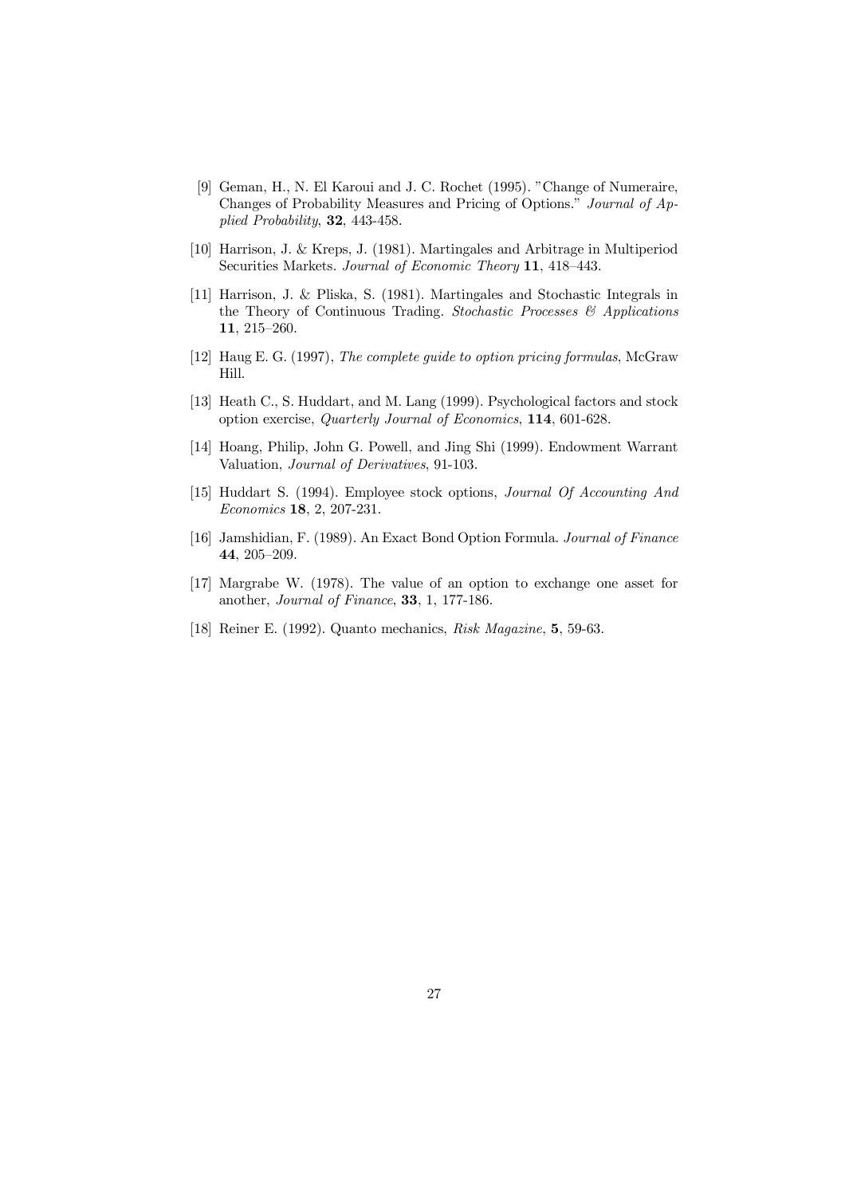[9] Geman, H., N. El Karoui and J. C. Rochet (1995). "Change of Numeraire, Changes of Probability Measures and Pricing of Options." *Journal of Applied Probability*, **32**, 443-458.

[10] Harrison, J. & Kreps, J. (1981). Martingales and Arbitrage in Multiperiod Securities Markets. *Journal of Economic Theory* **11**, 418–443.

[11] Harrison, J. & Pliska, S. (1981). Martingales and Stochastic Integrals in the Theory of Continuous Trading. *Stochastic Processes & Applications* **11**, 215–260.

[12] Haug E. G. (1997), *The complete guide to option pricing formulas*, McGraw Hill.

[13] Heath C., S. Huddart, and M. Lang (1999). Psychological factors and stock option exercise, *Quarterly Journal of Economics*, **114**, 601-628.

[14] Hoang, Philip, John G. Powell, and Jing Shi (1999). Endowment Warrant Valuation, *Journal of Derivatives*, 91-103.

[15] Huddart S. (1994). Employee stock options, *Journal Of Accounting And Economics* **18**, 2, 207-231.

[16] Jamshidian, F. (1989). An Exact Bond Option Formula. *Journal of Finance* **44**, 205–209.

[17] Margrabe W. (1978). The value of an option to exchange one asset for another, *Journal of Finance*, **33**, 1, 177-186.

[18] Reiner E. (1992). Quanto mechanics, *Risk Magazine*, **5**, 59-63.